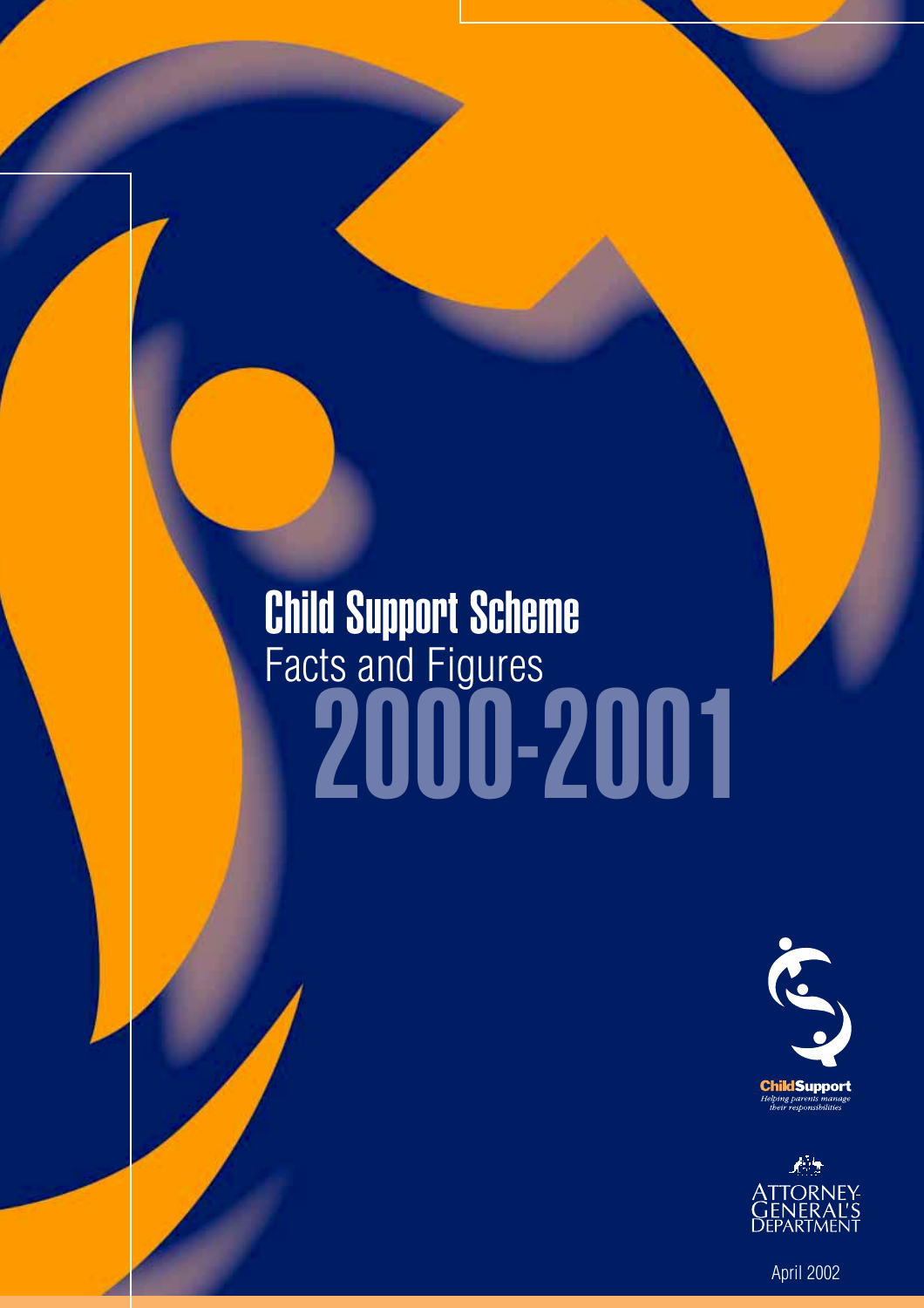# Child Support Scheme
## Facts and Figures
# 2000-2001

ChildSupport
*Helping parents manage their responsibilities*

ATTORNEY-GENERAL'S DEPARTMENT

April 2002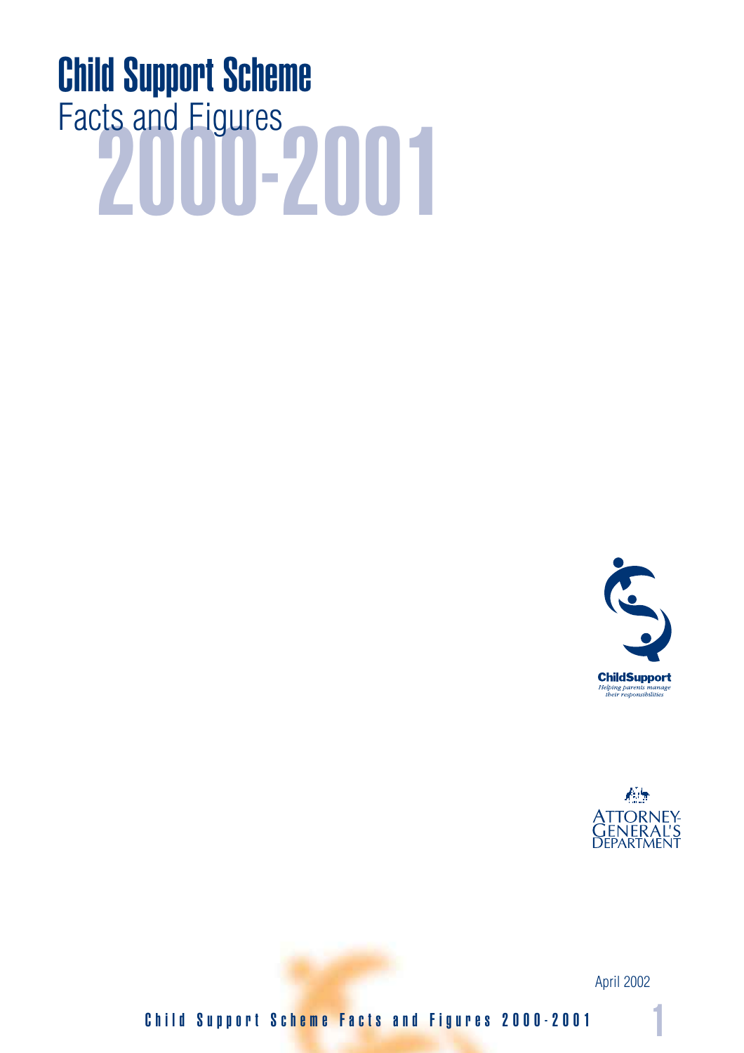# Child Support Scheme

## Facts and Figures 2000-2001

ChildSupport
*Helping parents manage their responsibilities*

ATTORNEY-GENERAL'S DEPARTMENT

April 2002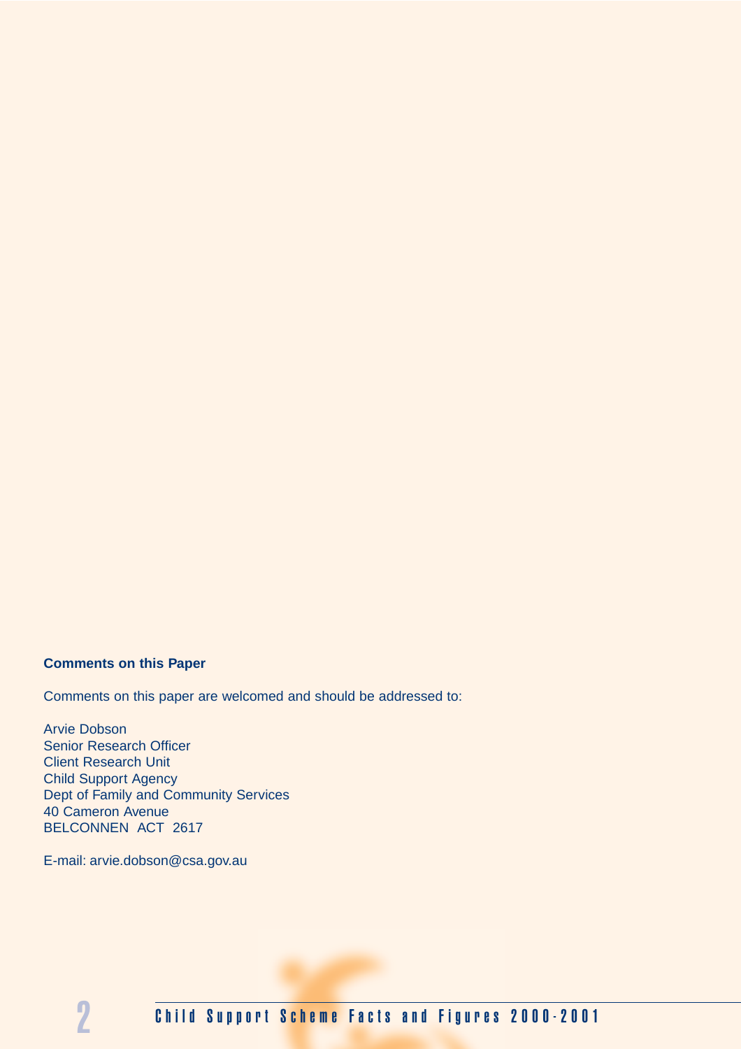**Comments on this Paper**

Comments on this paper are welcomed and should be addressed to:

Arvie Dobson
Senior Research Officer
Client Research Unit
Child Support Agency
Dept of Family and Community Services
40 Cameron Avenue
BELCONNEN ACT 2617

E-mail: arvie.dobson@csa.gov.au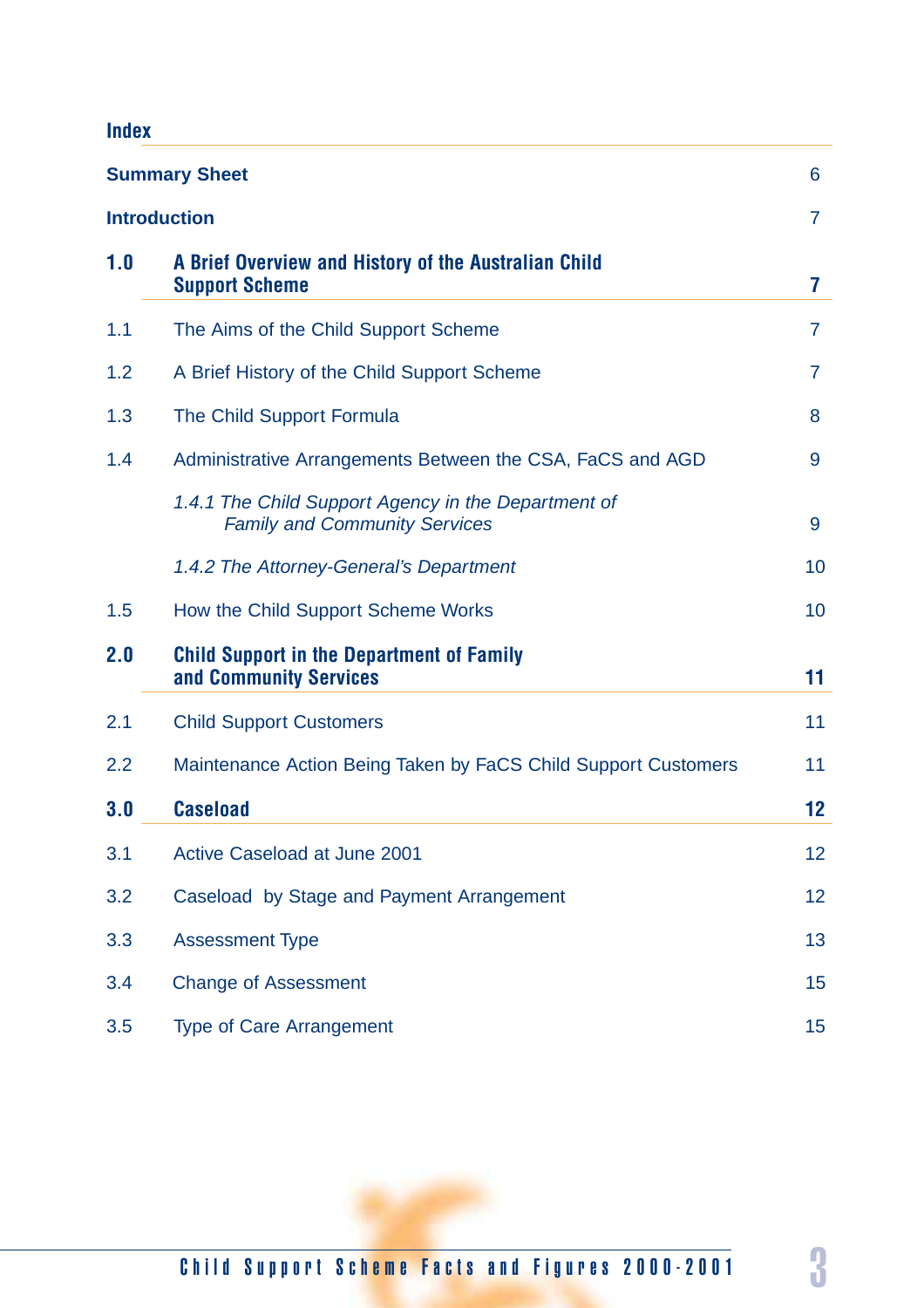# Index

| | | |
|---|---|---|
| **Summary Sheet** | | 6 |
| **Introduction** | | 7 |
| **1.0** | **A Brief Overview and History of the Australian Child Support Scheme** | **7** |
| 1.1 | The Aims of the Child Support Scheme | 7 |
| 1.2 | A Brief History of the Child Support Scheme | 7 |
| 1.3 | The Child Support Formula | 8 |
| 1.4 | Administrative Arrangements Between the CSA, FaCS and AGD | 9 |
| | *1.4.1 The Child Support Agency in the Department of Family and Community Services* | 9 |
| | *1.4.2 The Attorney-General's Department* | 10 |
| 1.5 | How the Child Support Scheme Works | 10 |
| **2.0** | **Child Support in the Department of Family and Community Services** | **11** |
| 2.1 | Child Support Customers | 11 |
| 2.2 | Maintenance Action Being Taken by FaCS Child Support Customers | 11 |
| **3.0** | **Caseload** | **12** |
| 3.1 | Active Caseload at June 2001 | 12 |
| 3.2 | Caseload by Stage and Payment Arrangement | 12 |
| 3.3 | Assessment Type | 13 |
| 3.4 | Change of Assessment | 15 |
| 3.5 | Type of Care Arrangement | 15 |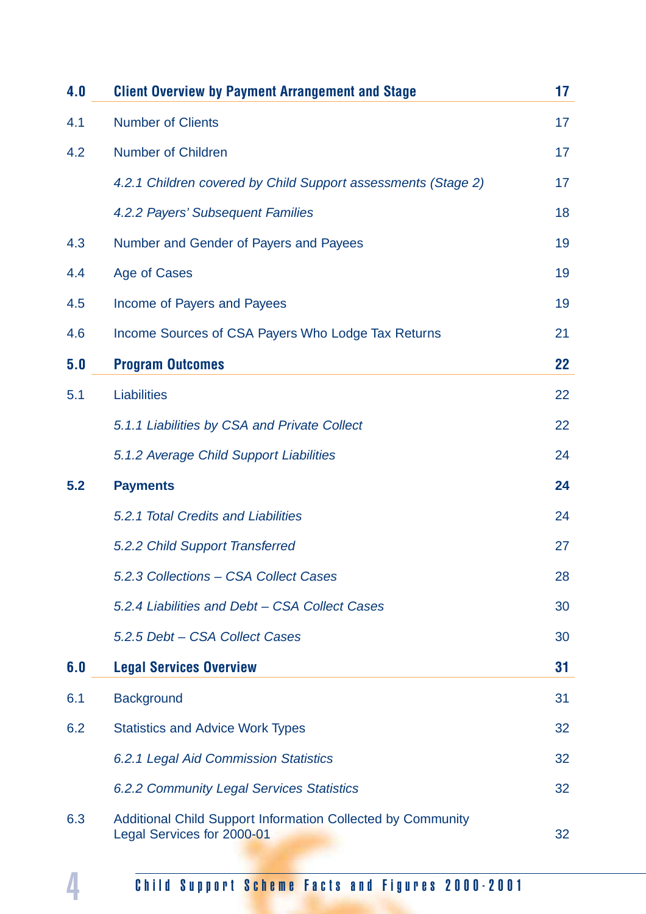| | | |
|---|---|---|
| **4.0** | **Client Overview by Payment Arrangement and Stage** | **17** |
| 4.1 | Number of Clients | 17 |
| 4.2 | Number of Children | 17 |
| | *4.2.1 Children covered by Child Support assessments (Stage 2)* | 17 |
| | *4.2.2 Payers' Subsequent Families* | 18 |
| 4.3 | Number and Gender of Payers and Payees | 19 |
| 4.4 | Age of Cases | 19 |
| 4.5 | Income of Payers and Payees | 19 |
| 4.6 | Income Sources of CSA Payers Who Lodge Tax Returns | 21 |
| **5.0** | **Program Outcomes** | **22** |
| 5.1 | Liabilities | 22 |
| | *5.1.1 Liabilities by CSA and Private Collect* | 22 |
| | *5.1.2 Average Child Support Liabilities* | 24 |
| **5.2** | **Payments** | **24** |
| | *5.2.1 Total Credits and Liabilities* | 24 |
| | *5.2.2 Child Support Transferred* | 27 |
| | *5.2.3 Collections – CSA Collect Cases* | 28 |
| | *5.2.4 Liabilities and Debt – CSA Collect Cases* | 30 |
| | *5.2.5 Debt – CSA Collect Cases* | 30 |
| **6.0** | **Legal Services Overview** | **31** |
| 6.1 | Background | 31 |
| 6.2 | Statistics and Advice Work Types | 32 |
| | *6.2.1 Legal Aid Commission Statistics* | 32 |
| | *6.2.2 Community Legal Services Statistics* | 32 |
| 6.3 | Additional Child Support Information Collected by Community Legal Services for 2000-01 | 32 |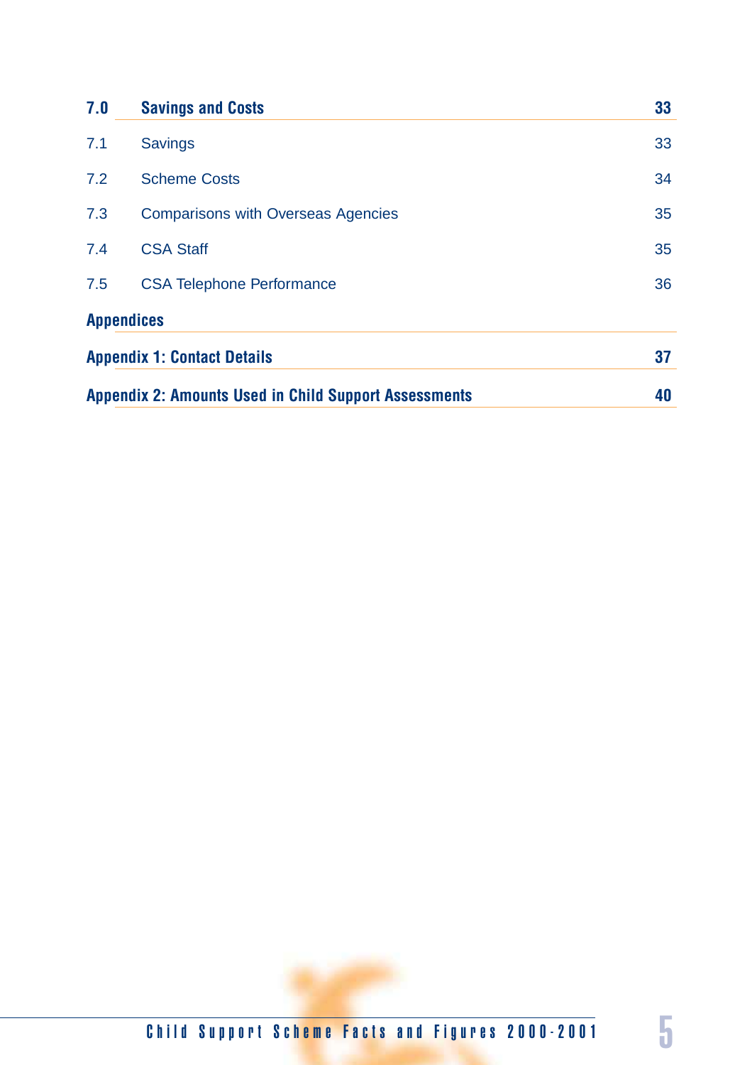| | | |
|---|---|---|
| **7.0** | **Savings and Costs** | **33** |
| 7.1 | Savings | 33 |
| 7.2 | Scheme Costs | 34 |
| 7.3 | Comparisons with Overseas Agencies | 35 |
| 7.4 | CSA Staff | 35 |
| 7.5 | CSA Telephone Performance | 36 |

**Appendices**

| | |
|---|---|
| **Appendix 1: Contact Details** | **37** |
| **Appendix 2: Amounts Used in Child Support Assessments** | **40** |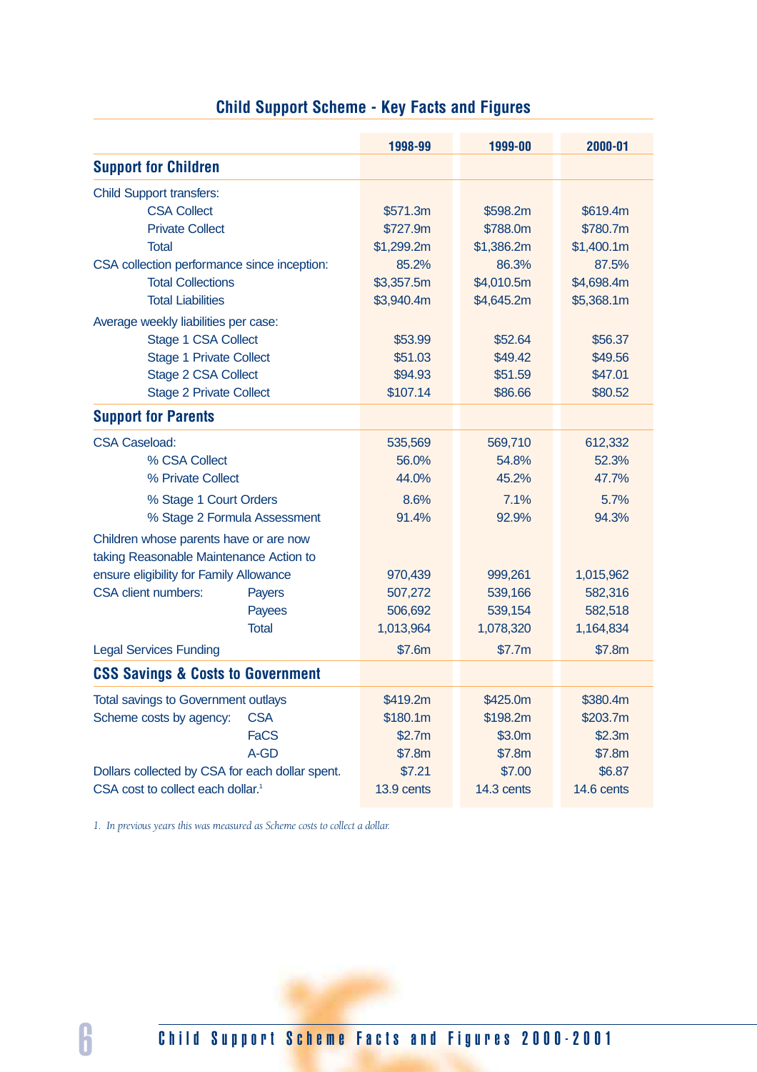## Child Support Scheme - Key Facts and Figures

| | 1998-99 | 1999-00 | 2000-01 |
|---|---|---|---|
| **Support for Children** | | | |
| Child Support transfers: | | | |
| CSA Collect | $571.3m | $598.2m | $619.4m |
| Private Collect | $727.9m | $788.0m | $780.7m |
| Total | $1,299.2m | $1,386.2m | $1,400.1m |
| CSA collection performance since inception: | 85.2% | 86.3% | 87.5% |
| Total Collections | $3,357.5m | $4,010.5m | $4,698.4m |
| Total Liabilities | $3,940.4m | $4,645.2m | $5,368.1m |
| Average weekly liabilities per case: | | | |
| Stage 1 CSA Collect | $53.99 | $52.64 | $56.37 |
| Stage 1 Private Collect | $51.03 | $49.42 | $49.56 |
| Stage 2 CSA Collect | $94.93 | $51.59 | $47.01 |
| Stage 2 Private Collect | $107.14 | $86.66 | $80.52 |
| **Support for Parents** | | | |
| CSA Caseload: | 535,569 | 569,710 | 612,332 |
| % CSA Collect | 56.0% | 54.8% | 52.3% |
| % Private Collect | 44.0% | 45.2% | 47.7% |
| % Stage 1 Court Orders | 8.6% | 7.1% | 5.7% |
| % Stage 2 Formula Assessment | 91.4% | 92.9% | 94.3% |
| Children whose parents have or are now taking Reasonable Maintenance Action to ensure eligibility for Family Allowance | 970,439 | 999,261 | 1,015,962 |
| CSA client numbers: Payers | 507,272 | 539,166 | 582,316 |
| Payees | 506,692 | 539,154 | 582,518 |
| Total | 1,013,964 | 1,078,320 | 1,164,834 |
| Legal Services Funding | $7.6m | $7.7m | $7.8m |
| **CSS Savings & Costs to Government** | | | |
| Total savings to Government outlays | $419.2m | $425.0m | $380.4m |
| Scheme costs by agency: CSA | $180.1m | $198.2m | $203.7m |
| FaCS | $2.7m | $3.0m | $2.3m |
| A-GD | $7.8m | $7.8m | $7.8m |
| Dollars collected by CSA for each dollar spent. | $7.21 | $7.00 | $6.87 |
| CSA cost to collect each dollar.[1] | 13.9 cents | 14.3 cents | 14.6 cents |

*1. In previous years this was measured as Scheme costs to collect a dollar.*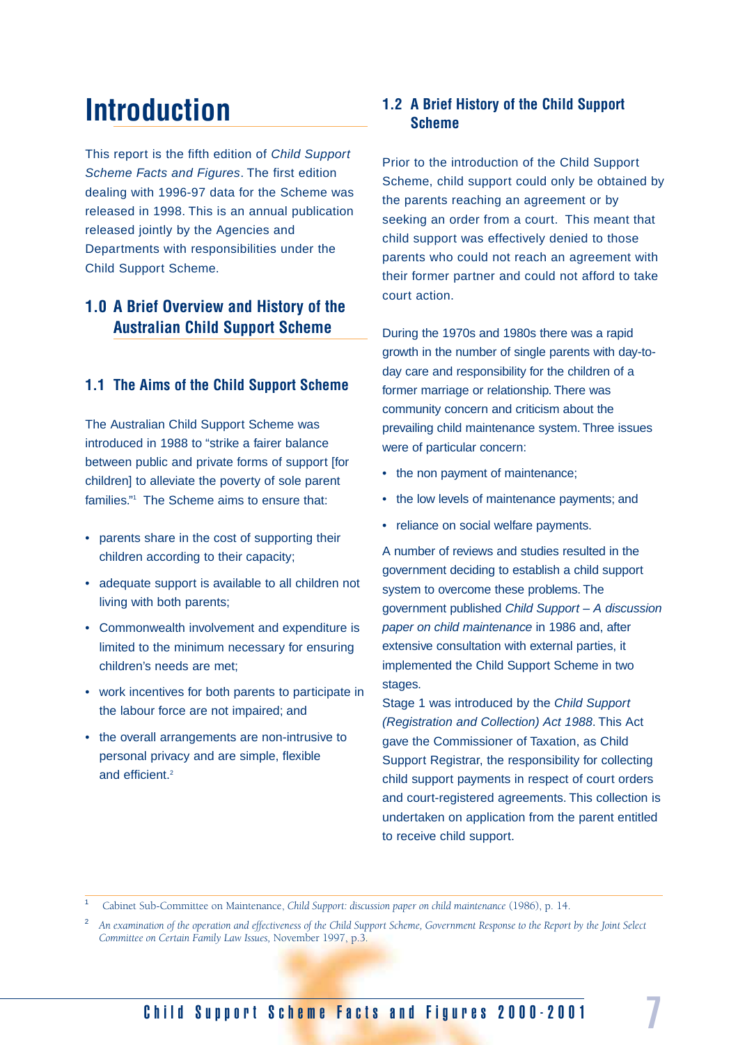# Introduction

This report is the fifth edition of *Child Support Scheme Facts and Figures*. The first edition dealing with 1996-97 data for the Scheme was released in 1998. This is an annual publication released jointly by the Agencies and Departments with responsibilities under the Child Support Scheme.

## 1.0 A Brief Overview and History of the Australian Child Support Scheme

### 1.1 The Aims of the Child Support Scheme

The Australian Child Support Scheme was introduced in 1988 to "strike a fairer balance between public and private forms of support [for children] to alleviate the poverty of sole parent families."[1] The Scheme aims to ensure that:

- parents share in the cost of supporting their children according to their capacity;
- adequate support is available to all children not living with both parents;
- Commonwealth involvement and expenditure is limited to the minimum necessary for ensuring children's needs are met;
- work incentives for both parents to participate in the labour force are not impaired; and
- the overall arrangements are non-intrusive to personal privacy and are simple, flexible and efficient.[2]

### 1.2 A Brief History of the Child Support Scheme

Prior to the introduction of the Child Support Scheme, child support could only be obtained by the parents reaching an agreement or by seeking an order from a court. This meant that child support was effectively denied to those parents who could not reach an agreement with their former partner and could not afford to take court action.

During the 1970s and 1980s there was a rapid growth in the number of single parents with day-to-day care and responsibility for the children of a former marriage or relationship. There was community concern and criticism about the prevailing child maintenance system. Three issues were of particular concern:

- the non payment of maintenance;
- the low levels of maintenance payments; and
- reliance on social welfare payments.

A number of reviews and studies resulted in the government deciding to establish a child support system to overcome these problems. The government published *Child Support – A discussion paper on child maintenance* in 1986 and, after extensive consultation with external parties, it implemented the Child Support Scheme in two stages.

Stage 1 was introduced by the *Child Support (Registration and Collection) Act 1988*. This Act gave the Commissioner of Taxation, as Child Support Registrar, the responsibility for collecting child support payments in respect of court orders and court-registered agreements. This collection is undertaken on application from the parent entitled to receive child support.

---

[1] Cabinet Sub-Committee on Maintenance, *Child Support: discussion paper on child maintenance* (1986), p. 14.

[2] *An examination of the operation and effectiveness of the Child Support Scheme, Government Response to the Report by the Joint Select Committee on Certain Family Law Issues,* November 1997, p.3.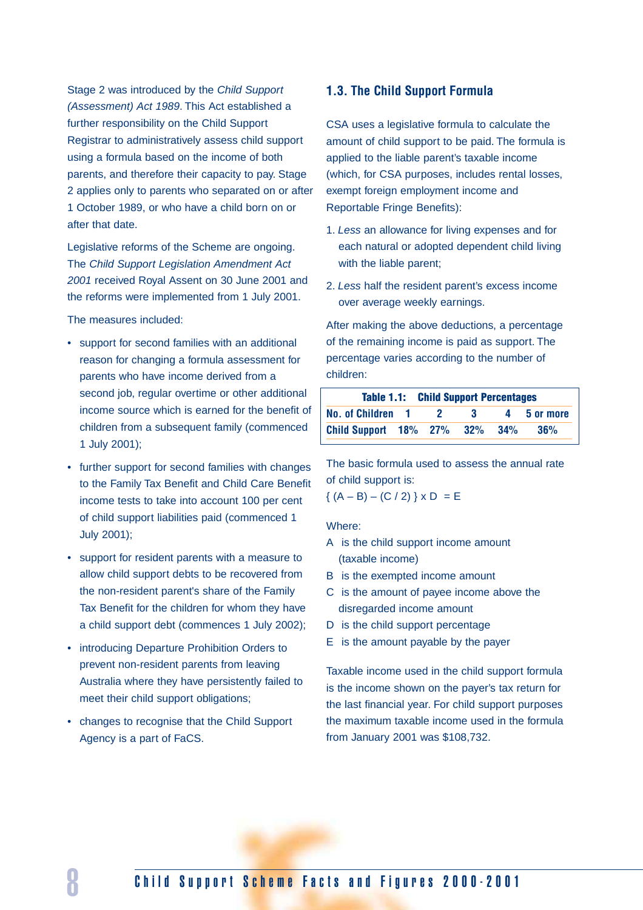Stage 2 was introduced by the *Child Support (Assessment) Act 1989*. This Act established a further responsibility on the Child Support Registrar to administratively assess child support using a formula based on the income of both parents, and therefore their capacity to pay. Stage 2 applies only to parents who separated on or after 1 October 1989, or who have a child born on or after that date.

Legislative reforms of the Scheme are ongoing. The *Child Support Legislation Amendment Act 2001* received Royal Assent on 30 June 2001 and the reforms were implemented from 1 July 2001.

The measures included:

- support for second families with an additional reason for changing a formula assessment for parents who have income derived from a second job, regular overtime or other additional income source which is earned for the benefit of children from a subsequent family (commenced 1 July 2001);
- further support for second families with changes to the Family Tax Benefit and Child Care Benefit income tests to take into account 100 per cent of child support liabilities paid (commenced 1 July 2001);
- support for resident parents with a measure to allow child support debts to be recovered from the non-resident parent's share of the Family Tax Benefit for the children for whom they have a child support debt (commences 1 July 2002);
- introducing Departure Prohibition Orders to prevent non-resident parents from leaving Australia where they have persistently failed to meet their child support obligations;
- changes to recognise that the Child Support Agency is a part of FaCS.

## 1.3. The Child Support Formula

CSA uses a legislative formula to calculate the amount of child support to be paid. The formula is applied to the liable parent's taxable income (which, for CSA purposes, includes rental losses, exempt foreign employment income and Reportable Fringe Benefits):

1. *Less* an allowance for living expenses and for each natural or adopted dependent child living with the liable parent;
2. *Less* half the resident parent's excess income over average weekly earnings.

After making the above deductions, a percentage of the remaining income is paid as support. The percentage varies according to the number of children:

**Table 1.1: Child Support Percentages**

| No. of Children | 1 | 2 | 3 | 4 | 5 or more |
|---|---|---|---|---|---|
| Child Support | 18% | 27% | 32% | 34% | 36% |

The basic formula used to assess the annual rate of child support is:

$$\{ (A - B) - (C / 2) \} \times D = E$$

Where:

A is the child support income amount (taxable income)

B is the exempted income amount

C is the amount of payee income above the disregarded income amount

D is the child support percentage

E is the amount payable by the payer

Taxable income used in the child support formula is the income shown on the payer's tax return for the last financial year. For child support purposes the maximum taxable income used in the formula from January 2001 was $108,732.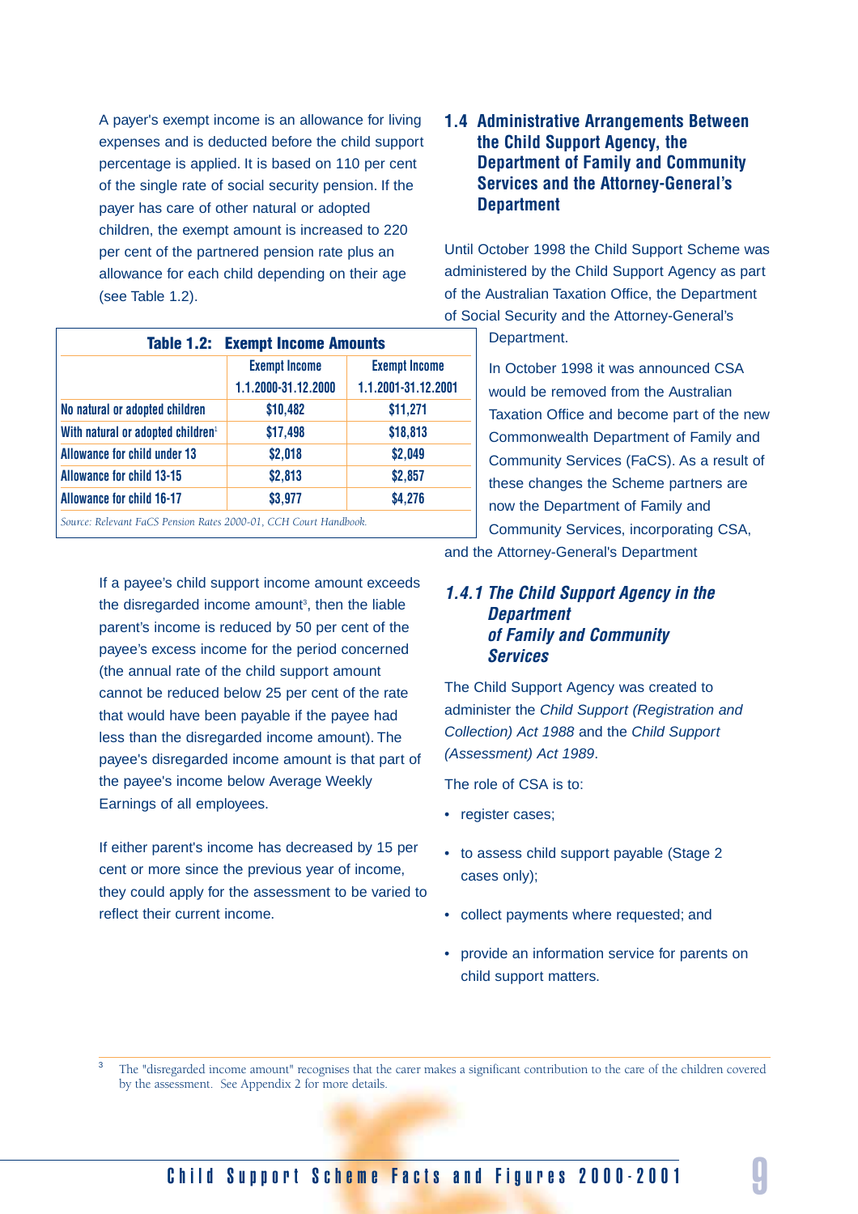A payer's exempt income is an allowance for living expenses and is deducted before the child support percentage is applied. It is based on 110 per cent of the single rate of social security pension. If the payer has care of other natural or adopted children, the exempt amount is increased to 220 per cent of the partnered pension rate plus an allowance for each child depending on their age (see Table 1.2).

**Table 1.2: Exempt Income Amounts**

| | Exempt Income 1.1.2000-31.12.2000 | Exempt Income 1.1.2001-31.12.2001 |
|---|---|---|
| No natural or adopted children | $10,482 | $11,271 |
| With natural or adopted children[1] | $17,498 | $18,813 |
| Allowance for child under 13 | $2,018 | $2,049 |
| Allowance for child 13-15 | $2,813 | $2,857 |
| Allowance for child 16-17 | $3,977 | $4,276 |

*Source: Relevant FaCS Pension Rates 2000-01, CCH Court Handbook.*

If a payee's child support income amount exceeds the disregarded income amount[3], then the liable parent's income is reduced by 50 per cent of the payee's excess income for the period concerned (the annual rate of the child support amount cannot be reduced below 25 per cent of the rate that would have been payable if the payee had less than the disregarded income amount). The payee's disregarded income amount is that part of the payee's income below Average Weekly Earnings of all employees.

If either parent's income has decreased by 15 per cent or more since the previous year of income, they could apply for the assessment to be varied to reflect their current income.

## 1.4 Administrative Arrangements Between the Child Support Agency, the Department of Family and Community Services and the Attorney-General's Department

Until October 1998 the Child Support Scheme was administered by the Child Support Agency as part of the Australian Taxation Office, the Department of Social Security and the Attorney-General's Department.

In October 1998 it was announced CSA would be removed from the Australian Taxation Office and become part of the new Commonwealth Department of Family and Community Services (FaCS). As a result of these changes the Scheme partners are now the Department of Family and Community Services, incorporating CSA, and the Attorney-General's Department

### *1.4.1 The Child Support Agency in the Department of Family and Community Services*

The Child Support Agency was created to administer the *Child Support (Registration and Collection) Act 1988* and the *Child Support (Assessment) Act 1989*.

The role of CSA is to:

- register cases;
- to assess child support payable (Stage 2 cases only);
- collect payments where requested; and
- provide an information service for parents on child support matters.

[3] The "disregarded income amount" recognises that the carer makes a significant contribution to the care of the children covered by the assessment. See Appendix 2 for more details.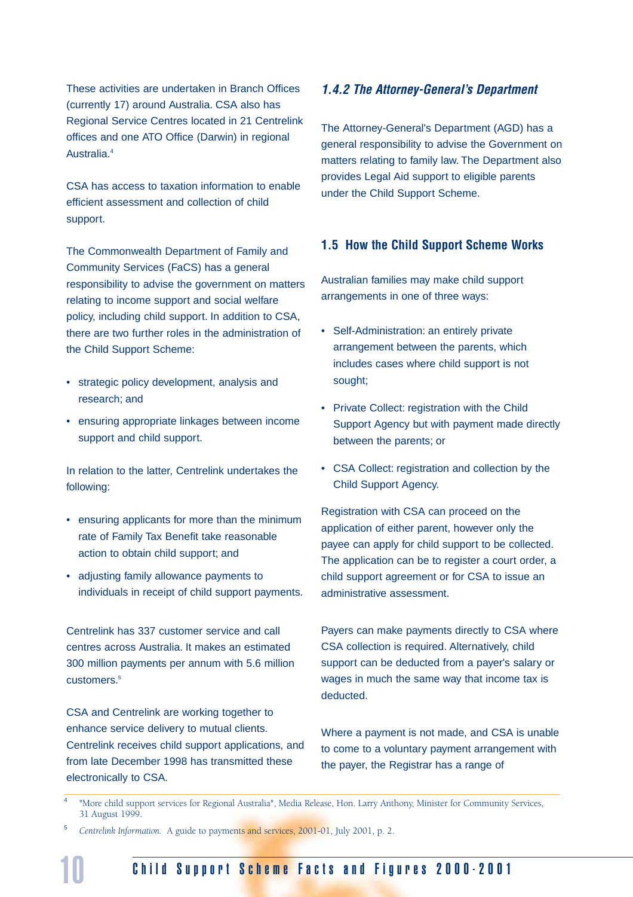These activities are undertaken in Branch Offices (currently 17) around Australia. CSA also has Regional Service Centres located in 21 Centrelink offices and one ATO Office (Darwin) in regional Australia.[4]

CSA has access to taxation information to enable efficient assessment and collection of child support.

The Commonwealth Department of Family and Community Services (FaCS) has a general responsibility to advise the government on matters relating to income support and social welfare policy, including child support. In addition to CSA, there are two further roles in the administration of the Child Support Scheme:

- strategic policy development, analysis and research; and
- ensuring appropriate linkages between income support and child support.

In relation to the latter, Centrelink undertakes the following:

- ensuring applicants for more than the minimum rate of Family Tax Benefit take reasonable action to obtain child support; and
- adjusting family allowance payments to individuals in receipt of child support payments.

Centrelink has 337 customer service and call centres across Australia. It makes an estimated 300 million payments per annum with 5.6 million customers.[5]

CSA and Centrelink are working together to enhance service delivery to mutual clients. Centrelink receives child support applications, and from late December 1998 has transmitted these electronically to CSA.

### *1.4.2 The Attorney-General's Department*

The Attorney-General's Department (AGD) has a general responsibility to advise the Government on matters relating to family law. The Department also provides Legal Aid support to eligible parents under the Child Support Scheme.

## 1.5 How the Child Support Scheme Works

Australian families may make child support arrangements in one of three ways:

- Self-Administration: an entirely private arrangement between the parents, which includes cases where child support is not sought;
- Private Collect: registration with the Child Support Agency but with payment made directly between the parents; or
- CSA Collect: registration and collection by the Child Support Agency.

Registration with CSA can proceed on the application of either parent, however only the payee can apply for child support to be collected. The application can be to register a court order, a child support agreement or for CSA to issue an administrative assessment.

Payers can make payments directly to CSA where CSA collection is required. Alternatively, child support can be deducted from a payer's salary or wages in much the same way that income tax is deducted.

Where a payment is not made, and CSA is unable to come to a voluntary payment arrangement with the payer, the Registrar has a range of

---

[4] "More child support services for Regional Australia", Media Release, Hon. Larry Anthony, Minister for Community Services, 31 August 1999.

[5] *Centrelink Information.* A guide to payments and services, 2001-01, July 2001, p. 2.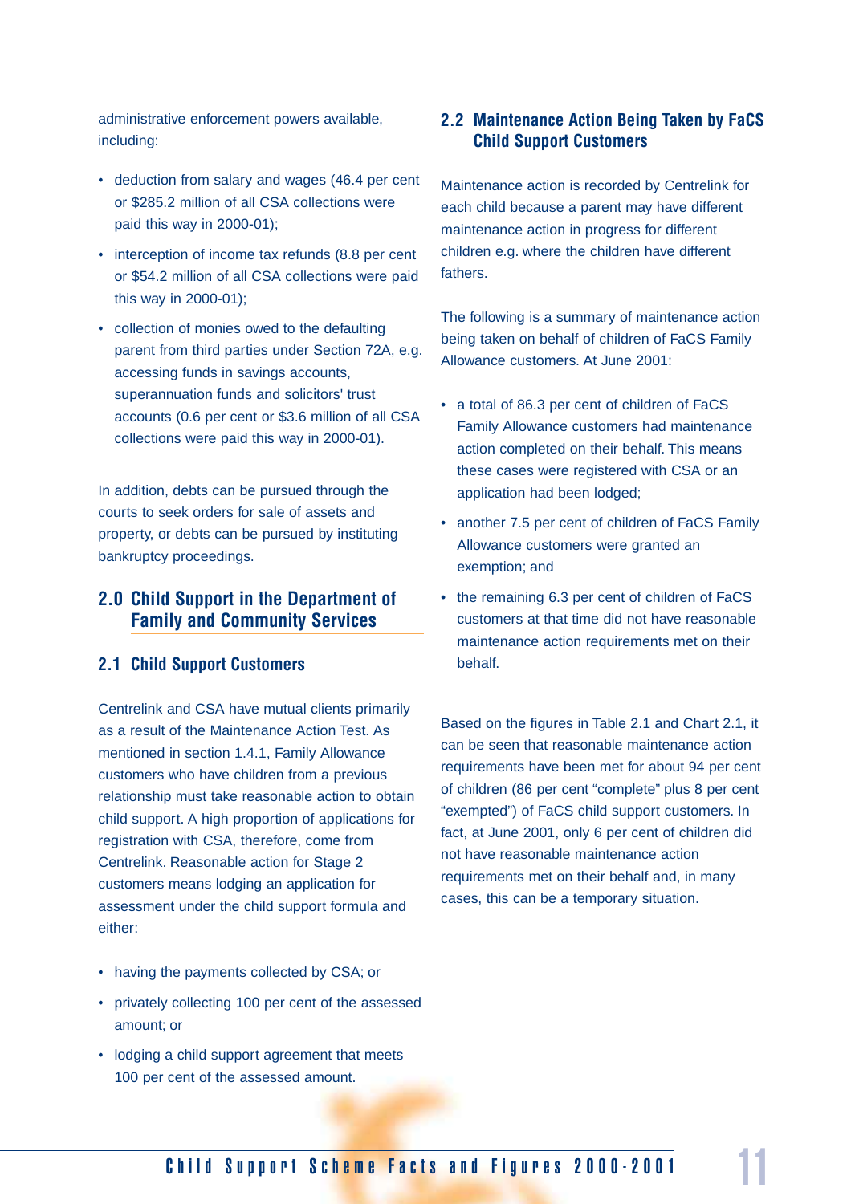administrative enforcement powers available, including:

- deduction from salary and wages (46.4 per cent or $285.2 million of all CSA collections were paid this way in 2000-01);
- interception of income tax refunds (8.8 per cent or $54.2 million of all CSA collections were paid this way in 2000-01);
- collection of monies owed to the defaulting parent from third parties under Section 72A, e.g. accessing funds in savings accounts, superannuation funds and solicitors' trust accounts (0.6 per cent or $3.6 million of all CSA collections were paid this way in 2000-01).

In addition, debts can be pursued through the courts to seek orders for sale of assets and property, or debts can be pursued by instituting bankruptcy proceedings.

## 2.0 Child Support in the Department of Family and Community Services

### 2.1 Child Support Customers

Centrelink and CSA have mutual clients primarily as a result of the Maintenance Action Test. As mentioned in section 1.4.1, Family Allowance customers who have children from a previous relationship must take reasonable action to obtain child support. A high proportion of applications for registration with CSA, therefore, come from Centrelink. Reasonable action for Stage 2 customers means lodging an application for assessment under the child support formula and either:

- having the payments collected by CSA; or
- privately collecting 100 per cent of the assessed amount; or
- lodging a child support agreement that meets 100 per cent of the assessed amount.

### 2.2 Maintenance Action Being Taken by FaCS Child Support Customers

Maintenance action is recorded by Centrelink for each child because a parent may have different maintenance action in progress for different children e.g. where the children have different fathers.

The following is a summary of maintenance action being taken on behalf of children of FaCS Family Allowance customers. At June 2001:

- a total of 86.3 per cent of children of FaCS Family Allowance customers had maintenance action completed on their behalf. This means these cases were registered with CSA or an application had been lodged;
- another 7.5 per cent of children of FaCS Family Allowance customers were granted an exemption; and
- the remaining 6.3 per cent of children of FaCS customers at that time did not have reasonable maintenance action requirements met on their behalf.

Based on the figures in Table 2.1 and Chart 2.1, it can be seen that reasonable maintenance action requirements have been met for about 94 per cent of children (86 per cent "complete" plus 8 per cent "exempted") of FaCS child support customers. In fact, at June 2001, only 6 per cent of children did not have reasonable maintenance action requirements met on their behalf and, in many cases, this can be a temporary situation.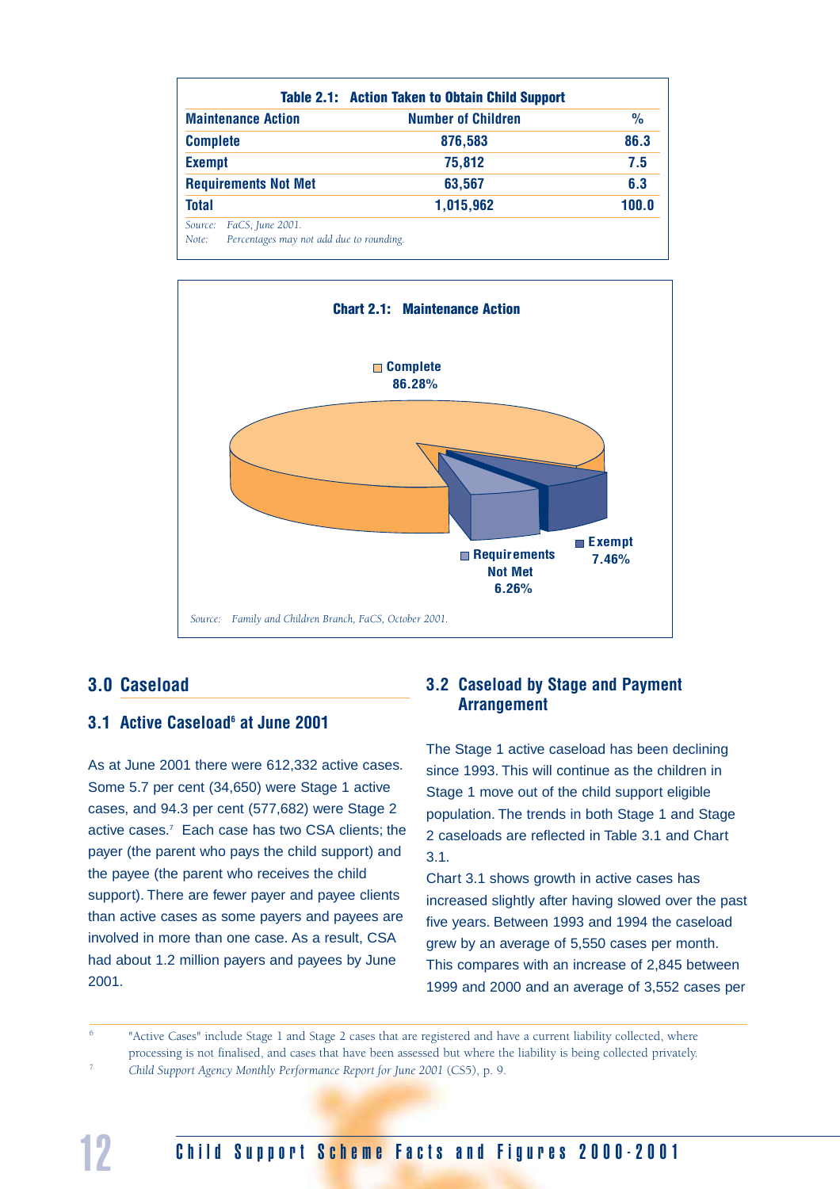**Table 2.1: Action Taken to Obtain Child Support**

| Maintenance Action | Number of Children | % |
|---|---|---|
| Complete | 876,583 | 86.3 |
| Exempt | 75,812 | 7.5 |
| Requirements Not Met | 63,567 | 6.3 |
| Total | 1,015,962 | 100.0 |

*Source:* *FaCS, June 2001.*
*Note:* *Percentages may not add due to rounding.*

**Chart 2.1: Maintenance Action**

Complete 86.28%

Requirements Not Met 6.26%

Exempt 7.46%

*Source:* *Family and Children Branch, FaCS, October 2001.*

## 3.0 Caseload

### 3.1 Active Caseload[6] at June 2001

As at June 2001 there were 612,332 active cases. Some 5.7 per cent (34,650) were Stage 1 active cases, and 94.3 per cent (577,682) were Stage 2 active cases.[7] Each case has two CSA clients; the payer (the parent who pays the child support) and the payee (the parent who receives the child support). There are fewer payer and payee clients than active cases as some payers and payees are involved in more than one case. As a result, CSA had about 1.2 million payers and payees by June 2001.

### 3.2 Caseload by Stage and Payment Arrangement

The Stage 1 active caseload has been declining since 1993. This will continue as the children in Stage 1 move out of the child support eligible population. The trends in both Stage 1 and Stage 2 caseloads are reflected in Table 3.1 and Chart 3.1.

Chart 3.1 shows growth in active cases has increased slightly after having slowed over the past five years. Between 1993 and 1994 the caseload grew by an average of 5,550 cases per month. This compares with an increase of 2,845 between 1999 and 2000 and an average of 3,552 cases per

---

[6] "Active Cases" include Stage 1 and Stage 2 cases that are registered and have a current liability collected, where processing is not finalised, and cases that have been assessed but where the liability is being collected privately.

[7] *Child Support Agency Monthly Performance Report for June 2001* (CS5), p. 9.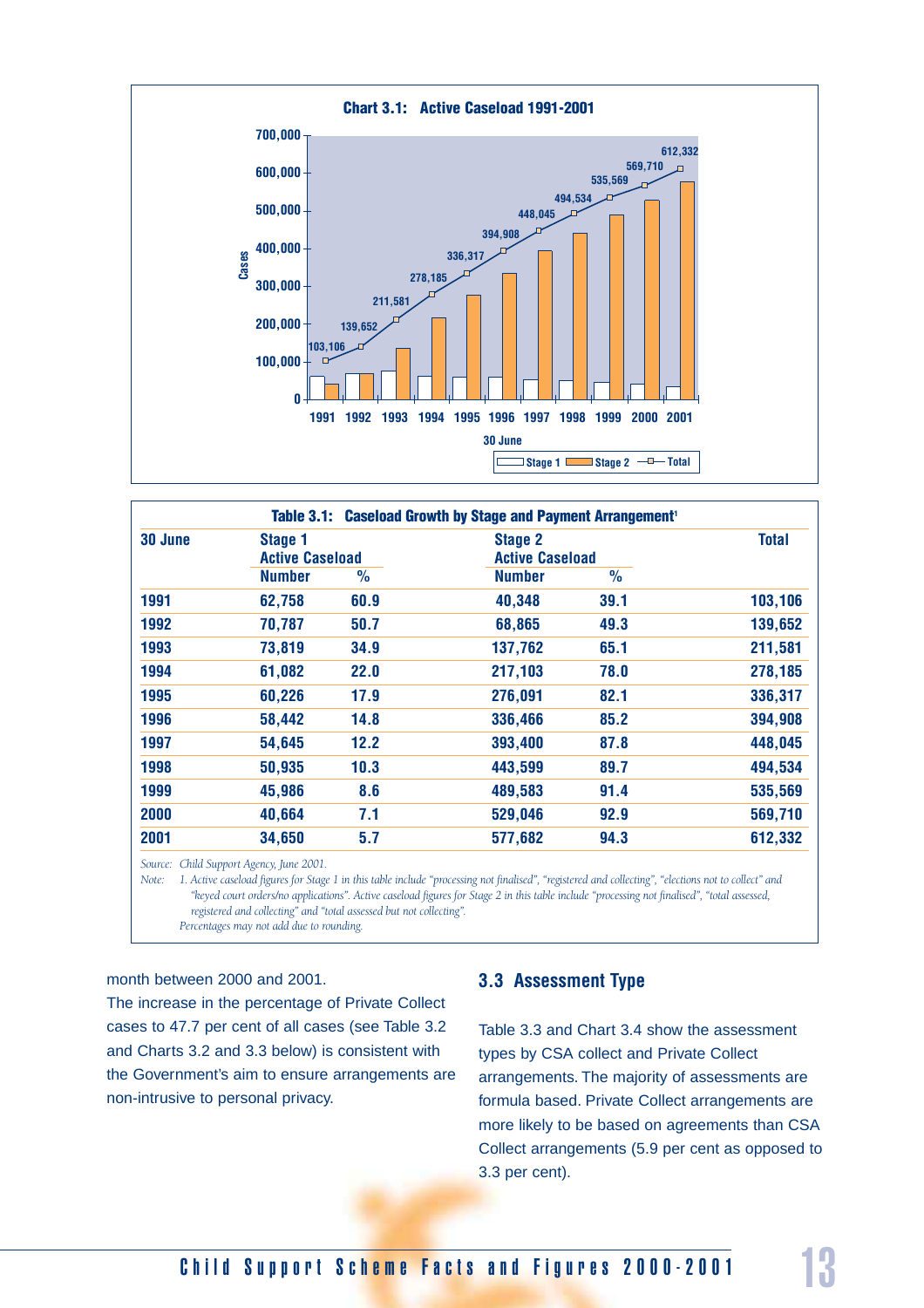**Chart 3.1: Active Caseload 1991-2001**

| 30 June | 1991 | 1992 | 1993 | 1994 | 1995 | 1996 | 1997 | 1998 | 1999 | 2000 | 2001 |
|---|---|---|---|---|---|---|---|---|---|---|---|
| Total | 103,106 | 139,652 | 211,581 | 278,185 | 336,317 | 394,908 | 448,045 | 494,534 | 535,569 | 569,710 | 612,332 |

**Table 3.1: Caseload Growth by Stage and Payment Arrangement[1]**

| 30 June | Stage 1 Active Caseload | | Stage 2 Active Caseload | | Total |
|---|---|---|---|---|---|
| | Number | % | Number | % | |
| 1991 | 62,758 | 60.9 | 40,348 | 39.1 | 103,106 |
| 1992 | 70,787 | 50.7 | 68,865 | 49.3 | 139,652 |
| 1993 | 73,819 | 34.9 | 137,762 | 65.1 | 211,581 |
| 1994 | 61,082 | 22.0 | 217,103 | 78.0 | 278,185 |
| 1995 | 60,226 | 17.9 | 276,091 | 82.1 | 336,317 |
| 1996 | 58,442 | 14.8 | 336,466 | 85.2 | 394,908 |
| 1997 | 54,645 | 12.2 | 393,400 | 87.8 | 448,045 |
| 1998 | 50,935 | 10.3 | 443,599 | 89.7 | 494,534 |
| 1999 | 45,986 | 8.6 | 489,583 | 91.4 | 535,569 |
| 2000 | 40,664 | 7.1 | 529,046 | 92.9 | 569,710 |
| 2001 | 34,650 | 5.7 | 577,682 | 94.3 | 612,332 |

*Source: Child Support Agency, June 2001.*

*Note: 1. Active caseload figures for Stage 1 in this table include "processing not finalised", "registered and collecting", "elections not to collect" and "keyed court orders/no applications". Active caseload figures for Stage 2 in this table include "processing not finalised", "total assessed, registered and collecting" and "total assessed but not collecting".*

*Percentages may not add due to rounding.*

month between 2000 and 2001.

The increase in the percentage of Private Collect cases to 47.7 per cent of all cases (see Table 3.2 and Charts 3.2 and 3.3 below) is consistent with the Government's aim to ensure arrangements are non-intrusive to personal privacy.

## 3.3 Assessment Type

Table 3.3 and Chart 3.4 show the assessment types by CSA collect and Private Collect arrangements. The majority of assessments are formula based. Private Collect arrangements are more likely to be based on agreements than CSA Collect arrangements (5.9 per cent as opposed to 3.3 per cent).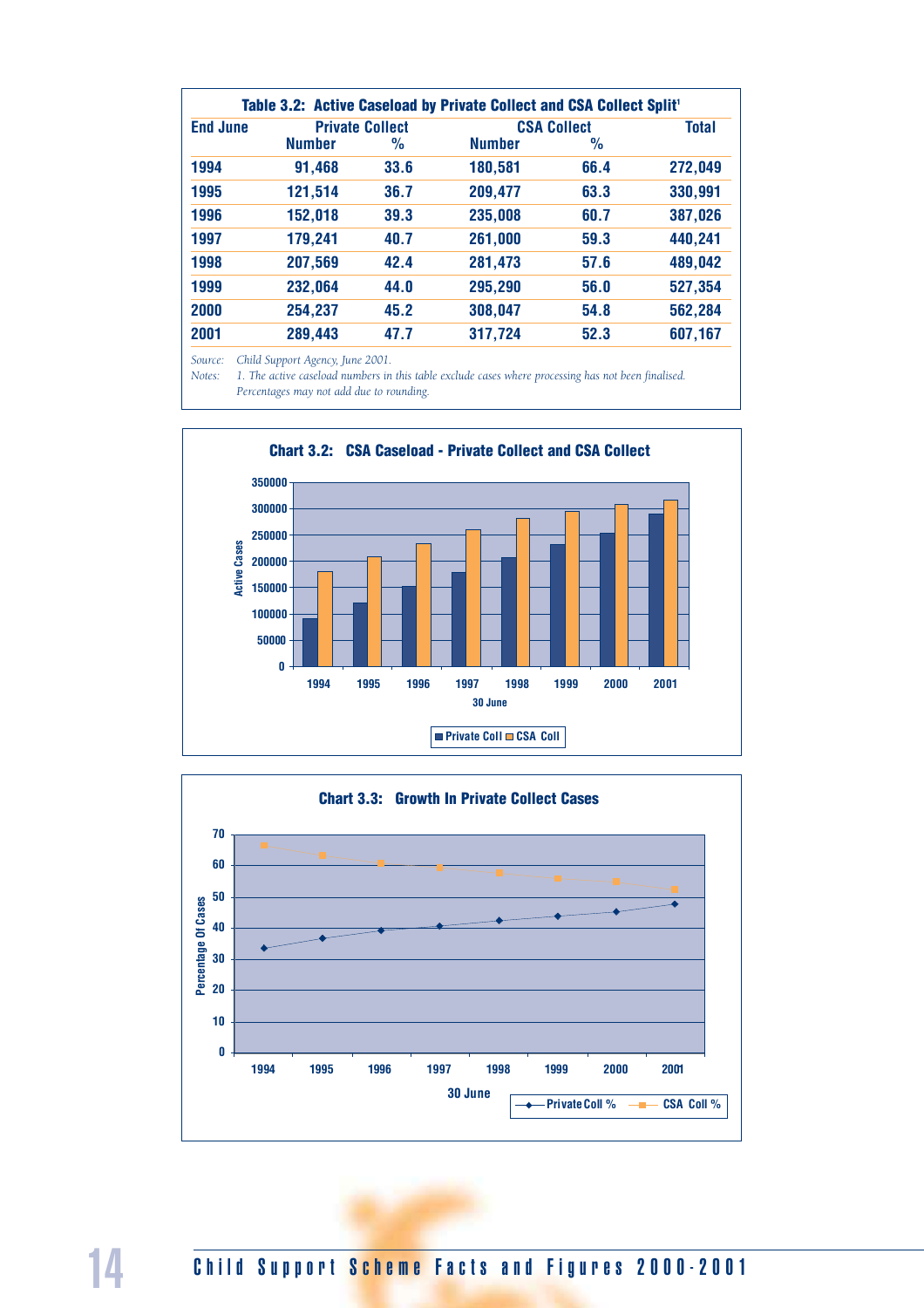### Table 3.2: Active Caseload by Private Collect and CSA Collect Split[1]

| End June | Private Collect | | CSA Collect | | Total |
|---|---|---|---|---|---|
| | Number | % | Number | % | |
| 1994 | 91,468 | 33.6 | 180,581 | 66.4 | 272,049 |
| 1995 | 121,514 | 36.7 | 209,477 | 63.3 | 330,991 |
| 1996 | 152,018 | 39.3 | 235,008 | 60.7 | 387,026 |
| 1997 | 179,241 | 40.7 | 261,000 | 59.3 | 440,241 |
| 1998 | 207,569 | 42.4 | 281,473 | 57.6 | 489,042 |
| 1999 | 232,064 | 44.0 | 295,290 | 56.0 | 527,354 |
| 2000 | 254,237 | 45.2 | 308,047 | 54.8 | 562,284 |
| 2001 | 289,443 | 47.7 | 317,724 | 52.3 | 607,167 |

*Source:* *Child Support Agency, June 2001.*
*Notes:* *1. The active caseload numbers in this table exclude cases where processing has not been finalised.*
*Percentages may not add due to rounding.*

### Chart 3.2: CSA Caseload - Private Collect and CSA Collect

### Chart 3.3: Growth In Private Collect Cases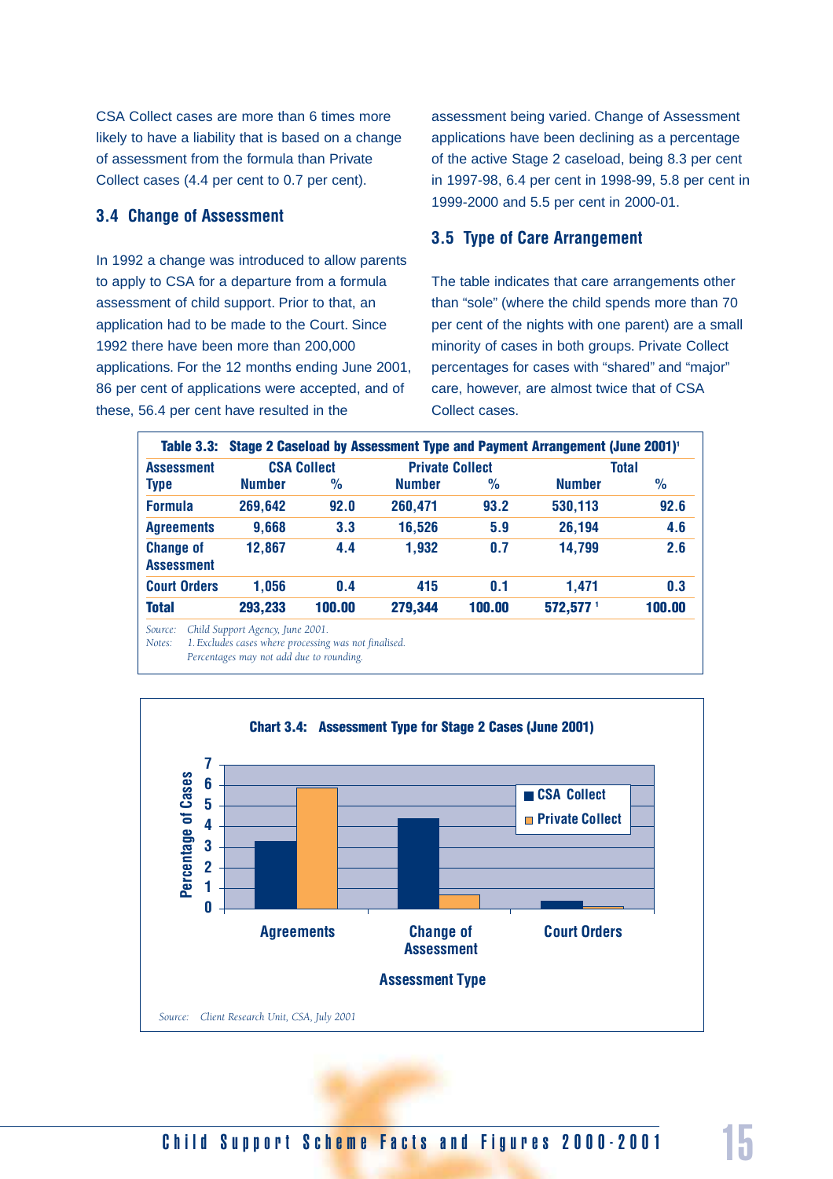CSA Collect cases are more than 6 times more likely to have a liability that is based on a change of assessment from the formula than Private Collect cases (4.4 per cent to 0.7 per cent).

### 3.4 Change of Assessment

In 1992 a change was introduced to allow parents to apply to CSA for a departure from a formula assessment of child support. Prior to that, an application had to be made to the Court. Since 1992 there have been more than 200,000 applications. For the 12 months ending June 2001, 86 per cent of applications were accepted, and of these, 56.4 per cent have resulted in the assessment being varied. Change of Assessment applications have been declining as a percentage of the active Stage 2 caseload, being 8.3 per cent in 1997-98, 6.4 per cent in 1998-99, 5.8 per cent in 1999-2000 and 5.5 per cent in 2000-01.

### 3.5 Type of Care Arrangement

The table indicates that care arrangements other than "sole" (where the child spends more than 70 per cent of the nights with one parent) are a small minority of cases in both groups. Private Collect percentages for cases with "shared" and "major" care, however, are almost twice that of CSA Collect cases.

**Table 3.3: Stage 2 Caseload by Assessment Type and Payment Arrangement (June 2001)[1]**

| Assessment Type | CSA Collect | | Private Collect | | Total | |
|---|---|---|---|---|---|---|
| | Number | % | Number | % | Number | % |
| Formula | 269,642 | 92.0 | 260,471 | 93.2 | 530,113 | 92.6 |
| Agreements | 9,668 | 3.3 | 16,526 | 5.9 | 26,194 | 4.6 |
| Change of Assessment | 12,867 | 4.4 | 1,932 | 0.7 | 14,799 | 2.6 |
| Court Orders | 1,056 | 0.4 | 415 | 0.1 | 1,471 | 0.3 |
| Total | 293,233 | 100.00 | 279,344 | 100.00 | 572,577 [1] | 100.00 |

*Source: Child Support Agency, June 2001.*
*Notes: 1. Excludes cases where processing was not finalised.*
*Percentages may not add due to rounding.*

**Chart 3.4: Assessment Type for Stage 2 Cases (June 2001)**

| Assessment Type | CSA Collect | Private Collect |
|---|---|---|
| Agreements | 3.3 | 5.9 |
| Change of Assessment | 4.4 | 0.7 |
| Court Orders | 0.4 | 0.1 |

*Source: Client Research Unit, CSA, July 2001*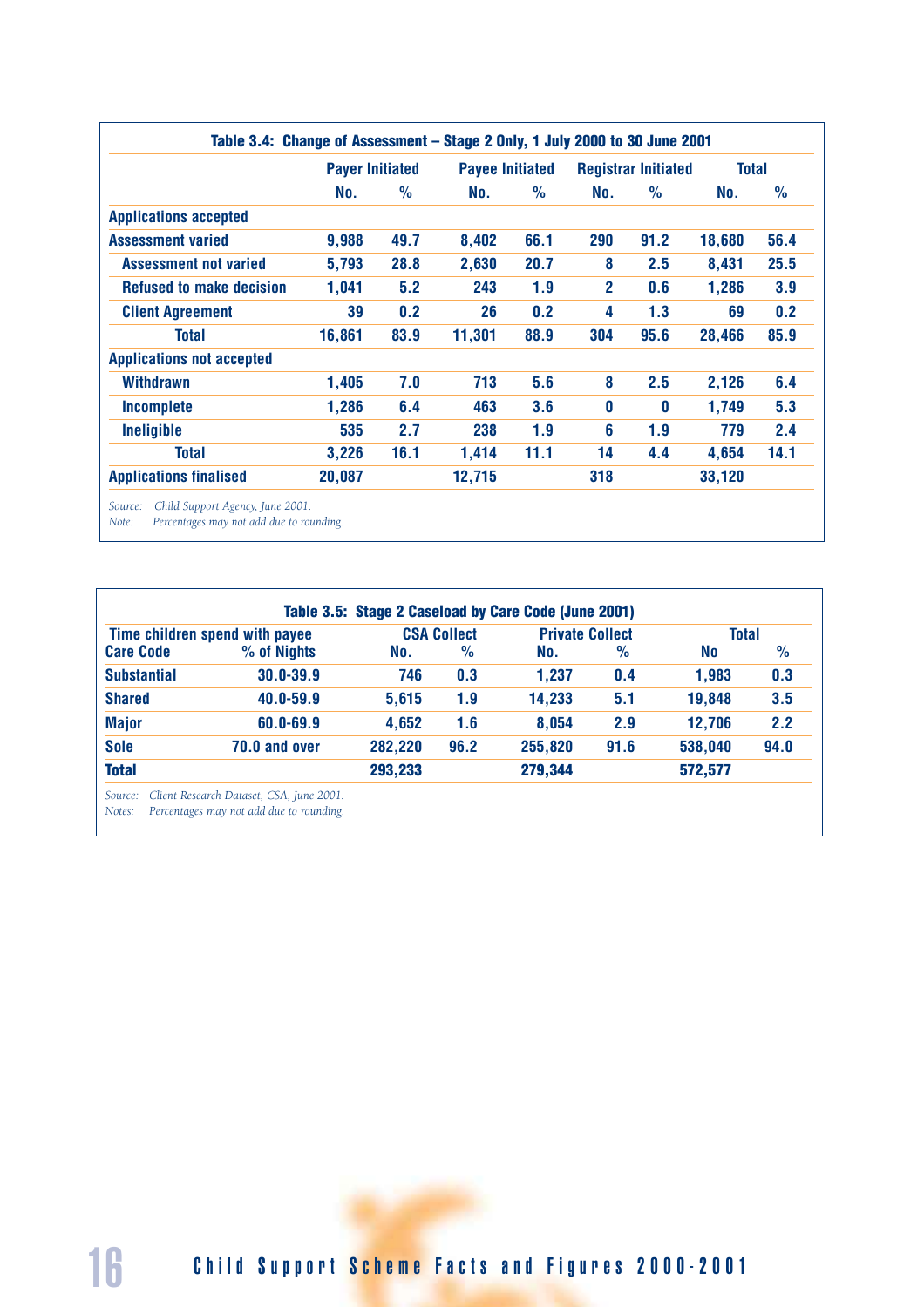**Table 3.4: Change of Assessment – Stage 2 Only, 1 July 2000 to 30 June 2001**

| | Payer Initiated | | Payee Initiated | | Registrar Initiated | | Total | |
|---|---|---|---|---|---|---|---|---|
| | No. | % | No. | % | No. | % | No. | % |
| **Applications accepted** | | | | | | | | |
| Assessment varied | 9,988 | 49.7 | 8,402 | 66.1 | 290 | 91.2 | 18,680 | 56.4 |
| Assessment not varied | 5,793 | 28.8 | 2,630 | 20.7 | 8 | 2.5 | 8,431 | 25.5 |
| Refused to make decision | 1,041 | 5.2 | 243 | 1.9 | 2 | 0.6 | 1,286 | 3.9 |
| Client Agreement | 39 | 0.2 | 26 | 0.2 | 4 | 1.3 | 69 | 0.2 |
| Total | 16,861 | 83.9 | 11,301 | 88.9 | 304 | 95.6 | 28,466 | 85.9 |
| **Applications not accepted** | | | | | | | | |
| Withdrawn | 1,405 | 7.0 | 713 | 5.6 | 8 | 2.5 | 2,126 | 6.4 |
| Incomplete | 1,286 | 6.4 | 463 | 3.6 | 0 | 0 | 1,749 | 5.3 |
| Ineligible | 535 | 2.7 | 238 | 1.9 | 6 | 1.9 | 779 | 2.4 |
| Total | 3,226 | 16.1 | 1,414 | 11.1 | 14 | 4.4 | 4,654 | 14.1 |
| **Applications finalised** | 20,087 | | 12,715 | | 318 | | 33,120 | |

*Source: Child Support Agency, June 2001.*
*Note: Percentages may not add due to rounding.*

**Table 3.5: Stage 2 Caseload by Care Code (June 2001)**

| Time children spend with payee | | CSA Collect | | Private Collect | | Total | |
|---|---|---|---|---|---|---|---|
| Care Code | % of Nights | No. | % | No. | % | No | % |
| Substantial | 30.0-39.9 | 746 | 0.3 | 1,237 | 0.4 | 1,983 | 0.3 |
| Shared | 40.0-59.9 | 5,615 | 1.9 | 14,233 | 5.1 | 19,848 | 3.5 |
| Major | 60.0-69.9 | 4,652 | 1.6 | 8,054 | 2.9 | 12,706 | 2.2 |
| Sole | 70.0 and over | 282,220 | 96.2 | 255,820 | 91.6 | 538,040 | 94.0 |
| **Total** | | 293,233 | | 279,344 | | 572,577 | |

*Source: Client Research Dataset, CSA, June 2001.*
*Notes: Percentages may not add due to rounding.*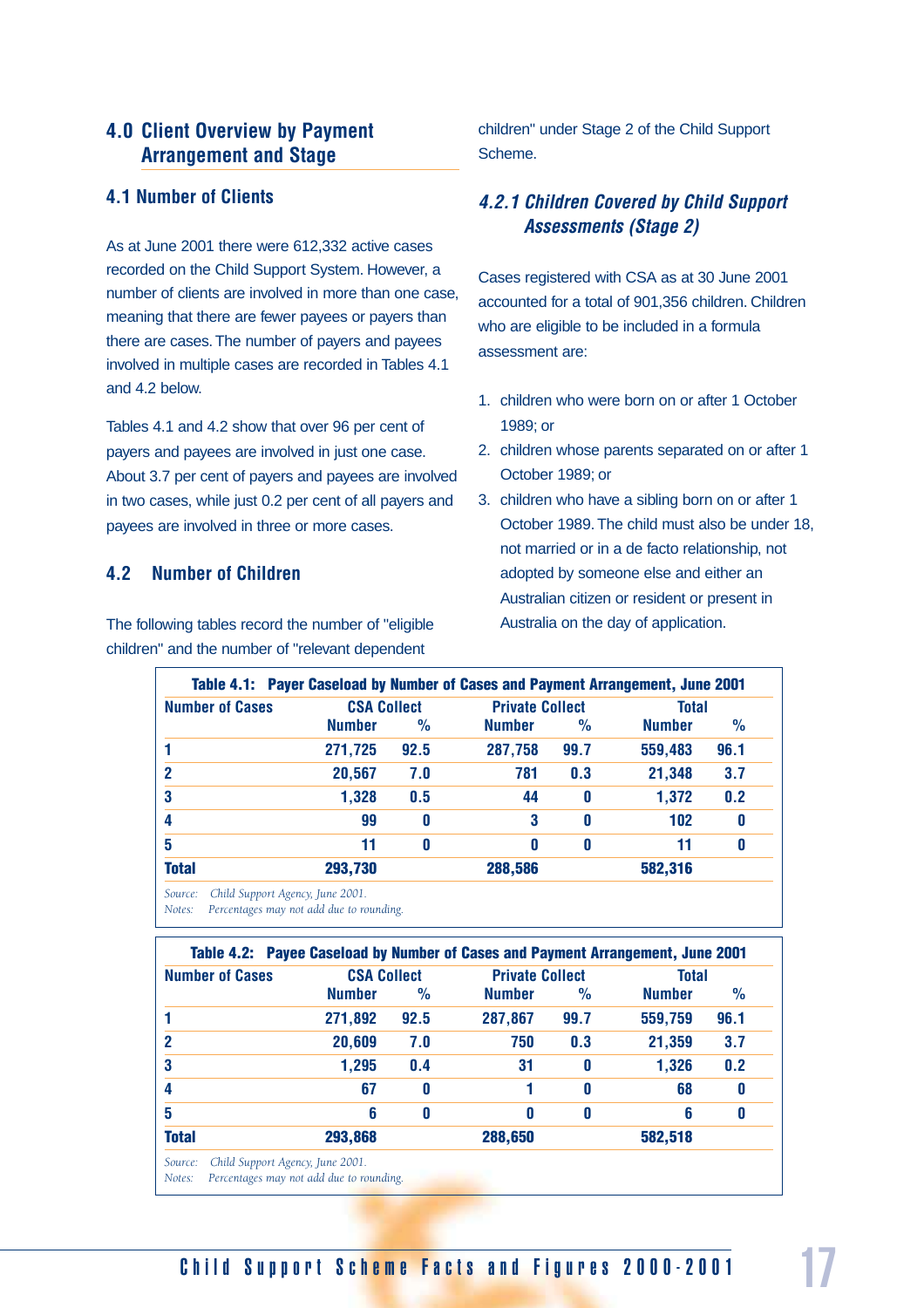## 4.0 Client Overview by Payment Arrangement and Stage

### 4.1 Number of Clients

As at June 2001 there were 612,332 active cases recorded on the Child Support System. However, a number of clients are involved in more than one case, meaning that there are fewer payees or payers than there are cases. The number of payers and payees involved in multiple cases are recorded in Tables 4.1 and 4.2 below.

Tables 4.1 and 4.2 show that over 96 per cent of payers and payees are involved in just one case. About 3.7 per cent of payers and payees are involved in two cases, while just 0.2 per cent of all payers and payees are involved in three or more cases.

### 4.2 Number of Children

The following tables record the number of "eligible children" and the number of "relevant dependent children" under Stage 2 of the Child Support Scheme.

#### *4.2.1 Children Covered by Child Support Assessments (Stage 2)*

Cases registered with CSA as at 30 June 2001 accounted for a total of 901,356 children. Children who are eligible to be included in a formula assessment are:

1. children who were born on or after 1 October 1989; or
2. children whose parents separated on or after 1 October 1989; or
3. children who have a sibling born on or after 1 October 1989. The child must also be under 18, not married or in a de facto relationship, not adopted by someone else and either an Australian citizen or resident or present in Australia on the day of application.

**Table 4.1: Payer Caseload by Number of Cases and Payment Arrangement, June 2001**

| Number of Cases | CSA Collect | | Private Collect | | Total | |
|---|---|---|---|---|---|---|
| | Number | % | Number | % | Number | % |
| 1 | 271,725 | 92.5 | 287,758 | 99.7 | 559,483 | 96.1 |
| 2 | 20,567 | 7.0 | 781 | 0.3 | 21,348 | 3.7 |
| 3 | 1,328 | 0.5 | 44 | 0 | 1,372 | 0.2 |
| 4 | 99 | 0 | 3 | 0 | 102 | 0 |
| 5 | 11 | 0 | 0 | 0 | 11 | 0 |
| Total | 293,730 | | 288,586 | | 582,316 | |

*Source: Child Support Agency, June 2001.*
*Notes: Percentages may not add due to rounding.*

**Table 4.2: Payee Caseload by Number of Cases and Payment Arrangement, June 2001**

| Number of Cases | CSA Collect | | Private Collect | | Total | |
|---|---|---|---|---|---|---|
| | Number | % | Number | % | Number | % |
| 1 | 271,892 | 92.5 | 287,867 | 99.7 | 559,759 | 96.1 |
| 2 | 20,609 | 7.0 | 750 | 0.3 | 21,359 | 3.7 |
| 3 | 1,295 | 0.4 | 31 | 0 | 1,326 | 0.2 |
| 4 | 67 | 0 | 1 | 0 | 68 | 0 |
| 5 | 6 | 0 | 0 | 0 | 6 | 0 |
| Total | 293,868 | | 288,650 | | 582,518 | |

*Source: Child Support Agency, June 2001.*
*Notes: Percentages may not add due to rounding.*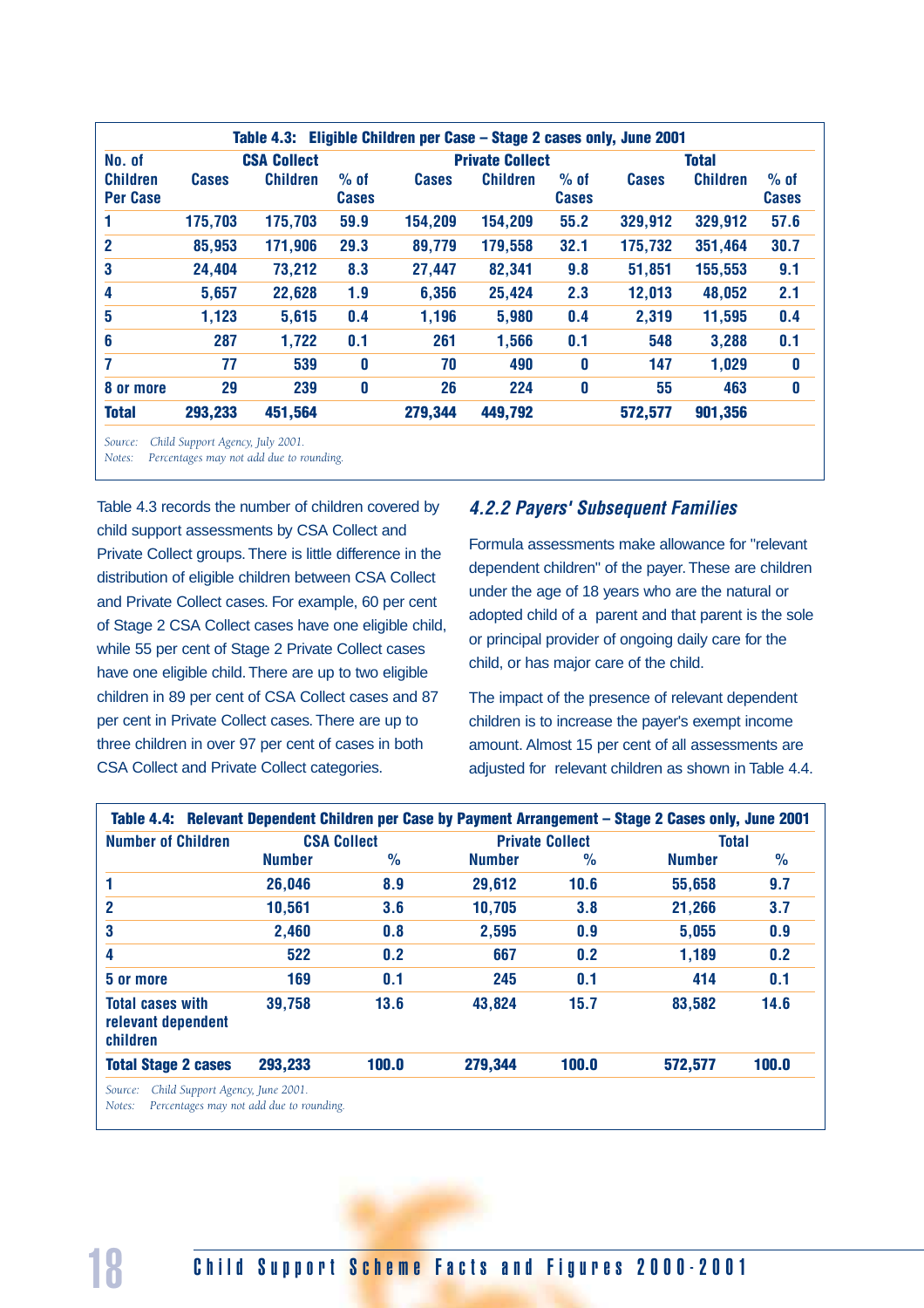**Table 4.3: Eligible Children per Case – Stage 2 cases only, June 2001**

| No. of Children Per Case | CSA Collect | | | Private Collect | | | Total | | |
|---|---|---|---|---|---|---|---|---|---|
| | Cases | Children | % of Cases | Cases | Children | % of Cases | Cases | Children | % of Cases |
| 1 | 175,703 | 175,703 | 59.9 | 154,209 | 154,209 | 55.2 | 329,912 | 329,912 | 57.6 |
| 2 | 85,953 | 171,906 | 29.3 | 89,779 | 179,558 | 32.1 | 175,732 | 351,464 | 30.7 |
| 3 | 24,404 | 73,212 | 8.3 | 27,447 | 82,341 | 9.8 | 51,851 | 155,553 | 9.1 |
| 4 | 5,657 | 22,628 | 1.9 | 6,356 | 25,424 | 2.3 | 12,013 | 48,052 | 2.1 |
| 5 | 1,123 | 5,615 | 0.4 | 1,196 | 5,980 | 0.4 | 2,319 | 11,595 | 0.4 |
| 6 | 287 | 1,722 | 0.1 | 261 | 1,566 | 0.1 | 548 | 3,288 | 0.1 |
| 7 | 77 | 539 | 0 | 70 | 490 | 0 | 147 | 1,029 | 0 |
| 8 or more | 29 | 239 | 0 | 26 | 224 | 0 | 55 | 463 | 0 |
| Total | 293,233 | 451,564 | | 279,344 | 449,792 | | 572,577 | 901,356 | |

Source: *Child Support Agency, July 2001.*
Notes: *Percentages may not add due to rounding.*

Table 4.3 records the number of children covered by child support assessments by CSA Collect and Private Collect groups. There is little difference in the distribution of eligible children between CSA Collect and Private Collect cases. For example, 60 per cent of Stage 2 CSA Collect cases have one eligible child, while 55 per cent of Stage 2 Private Collect cases have one eligible child. There are up to two eligible children in 89 per cent of CSA Collect cases and 87 per cent in Private Collect cases. There are up to three children in over 97 per cent of cases in both CSA Collect and Private Collect categories.

### 4.2.2 Payers' Subsequent Families

Formula assessments make allowance for "relevant dependent children" of the payer. These are children under the age of 18 years who are the natural or adopted child of a parent and that parent is the sole or principal provider of ongoing daily care for the child, or has major care of the child.

The impact of the presence of relevant dependent children is to increase the payer's exempt income amount. Almost 15 per cent of all assessments are adjusted for relevant children as shown in Table 4.4.

**Table 4.4: Relevant Dependent Children per Case by Payment Arrangement – Stage 2 Cases only, June 2001**

| Number of Children | CSA Collect | | Private Collect | | Total | |
|---|---|---|---|---|---|---|
| | Number | % | Number | % | Number | % |
| 1 | 26,046 | 8.9 | 29,612 | 10.6 | 55,658 | 9.7 |
| 2 | 10,561 | 3.6 | 10,705 | 3.8 | 21,266 | 3.7 |
| 3 | 2,460 | 0.8 | 2,595 | 0.9 | 5,055 | 0.9 |
| 4 | 522 | 0.2 | 667 | 0.2 | 1,189 | 0.2 |
| 5 or more | 169 | 0.1 | 245 | 0.1 | 414 | 0.1 |
| Total cases with relevant dependent children | 39,758 | 13.6 | 43,824 | 15.7 | 83,582 | 14.6 |
| Total Stage 2 cases | 293,233 | 100.0 | 279,344 | 100.0 | 572,577 | 100.0 |

Source: *Child Support Agency, June 2001.*
Notes: *Percentages may not add due to rounding.*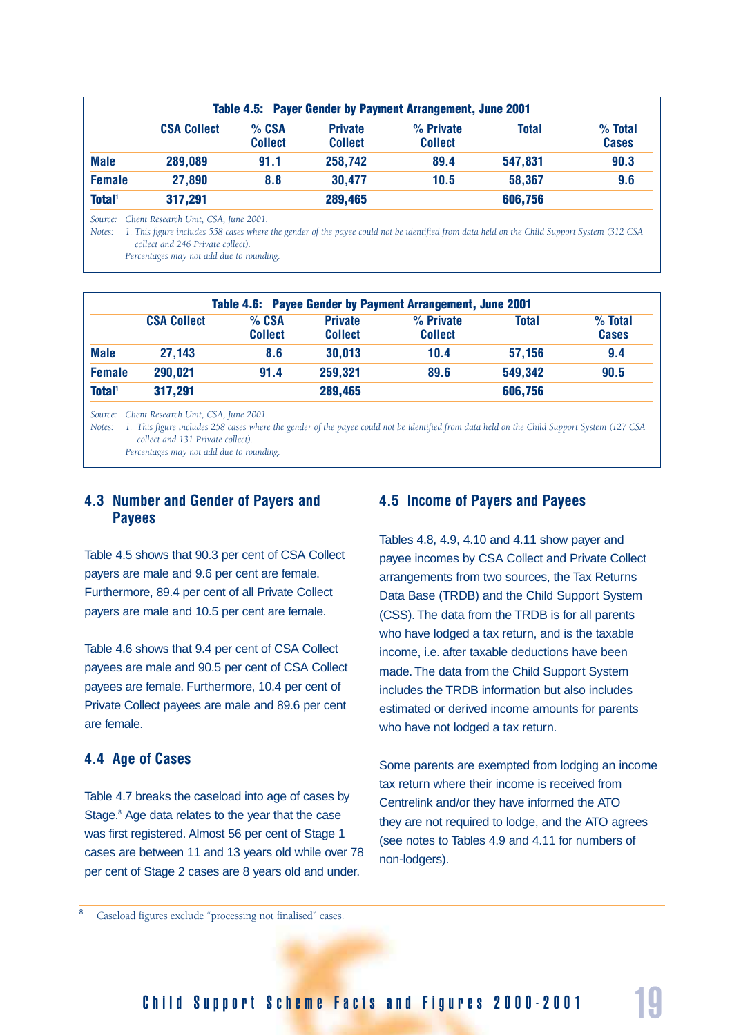**Table 4.5: Payer Gender by Payment Arrangement, June 2001**

| | CSA Collect | % CSA Collect | Private Collect | % Private Collect | Total | % Total Cases |
|---|---|---|---|---|---|---|
| **Male** | 289,089 | 91.1 | 258,742 | 89.4 | 547,831 | 90.3 |
| **Female** | 27,890 | 8.8 | 30,477 | 10.5 | 58,367 | 9.6 |
| **Total**[1] | 317,291 | | 289,465 | | 606,756 | |

*Source: Client Research Unit, CSA, June 2001.*

*Notes: 1. This figure includes 558 cases where the gender of the payee could not be identified from data held on the Child Support System (312 CSA collect and 246 Private collect).*

*Percentages may not add due to rounding.*

**Table 4.6: Payee Gender by Payment Arrangement, June 2001**

| | CSA Collect | % CSA Collect | Private Collect | % Private Collect | Total | % Total Cases |
|---|---|---|---|---|---|---|
| **Male** | 27,143 | 8.6 | 30,013 | 10.4 | 57,156 | 9.4 |
| **Female** | 290,021 | 91.4 | 259,321 | 89.6 | 549,342 | 90.5 |
| **Total**[1] | 317,291 | | 289,465 | | 606,756 | |

*Source: Client Research Unit, CSA, June 2001.*

*Notes: 1. This figure includes 258 cases where the gender of the payee could not be identified from data held on the Child Support System (127 CSA collect and 131 Private collect).*

*Percentages may not add due to rounding.*

## 4.3 Number and Gender of Payers and Payees

Table 4.5 shows that 90.3 per cent of CSA Collect payers are male and 9.6 per cent are female. Furthermore, 89.4 per cent of all Private Collect payers are male and 10.5 per cent are female.

Table 4.6 shows that 9.4 per cent of CSA Collect payees are male and 90.5 per cent of CSA Collect payees are female. Furthermore, 10.4 per cent of Private Collect payees are male and 89.6 per cent are female.

## 4.4 Age of Cases

Table 4.7 breaks the caseload into age of cases by Stage.[8] Age data relates to the year that the case was first registered. Almost 56 per cent of Stage 1 cases are between 11 and 13 years old while over 78 per cent of Stage 2 cases are 8 years old and under.

## 4.5 Income of Payers and Payees

Tables 4.8, 4.9, 4.10 and 4.11 show payer and payee incomes by CSA Collect and Private Collect arrangements from two sources, the Tax Returns Data Base (TRDB) and the Child Support System (CSS). The data from the TRDB is for all parents who have lodged a tax return, and is the taxable income, i.e. after taxable deductions have been made. The data from the Child Support System includes the TRDB information but also includes estimated or derived income amounts for parents who have not lodged a tax return.

Some parents are exempted from lodging an income tax return where their income is received from Centrelink and/or they have informed the ATO they are not required to lodge, and the ATO agrees (see notes to Tables 4.9 and 4.11 for numbers of non-lodgers).

[8] Caseload figures exclude "processing not finalised" cases.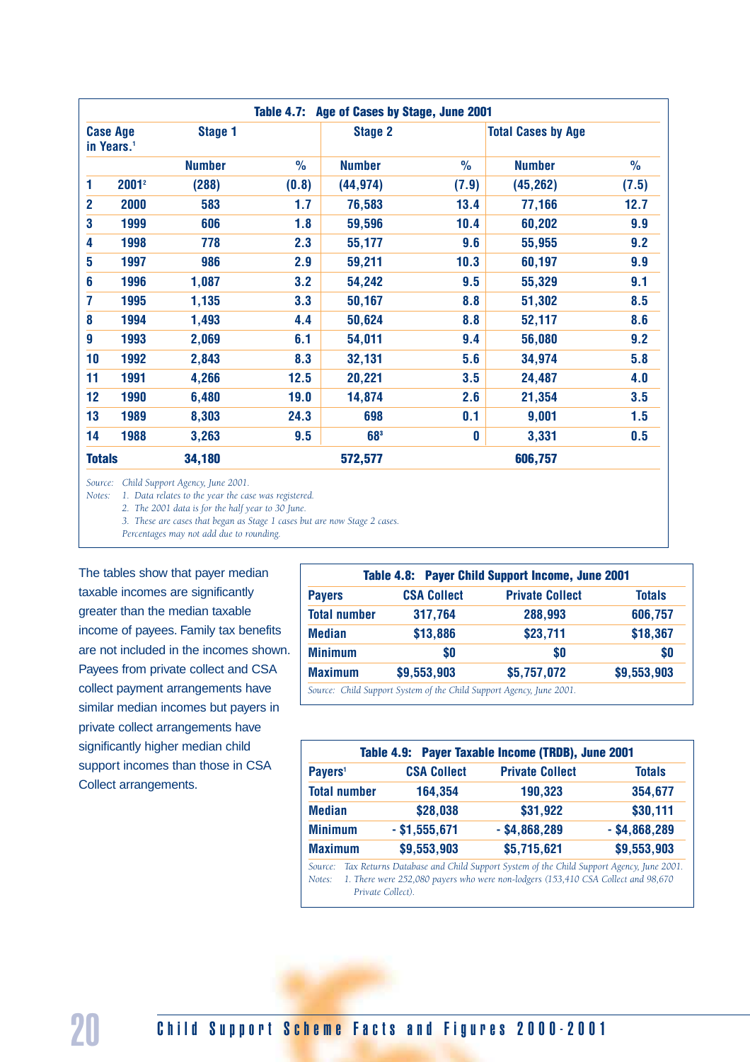**Table 4.7: Age of Cases by Stage, June 2001**

| Case Age in Years.[1] | | Stage 1 | | Stage 2 | | Total Cases by Age | |
|---|---|---|---|---|---|---|---|
| | | Number | % | Number | % | Number | % |
| 1 | 2001[2] | (288) | (0.8) | (44,974) | (7.9) | (45,262) | (7.5) |
| 2 | 2000 | 583 | 1.7 | 76,583 | 13.4 | 77,166 | 12.7 |
| 3 | 1999 | 606 | 1.8 | 59,596 | 10.4 | 60,202 | 9.9 |
| 4 | 1998 | 778 | 2.3 | 55,177 | 9.6 | 55,955 | 9.2 |
| 5 | 1997 | 986 | 2.9 | 59,211 | 10.3 | 60,197 | 9.9 |
| 6 | 1996 | 1,087 | 3.2 | 54,242 | 9.5 | 55,329 | 9.1 |
| 7 | 1995 | 1,135 | 3.3 | 50,167 | 8.8 | 51,302 | 8.5 |
| 8 | 1994 | 1,493 | 4.4 | 50,624 | 8.8 | 52,117 | 8.6 |
| 9 | 1993 | 2,069 | 6.1 | 54,011 | 9.4 | 56,080 | 9.2 |
| 10 | 1992 | 2,843 | 8.3 | 32,131 | 5.6 | 34,974 | 5.8 |
| 11 | 1991 | 4,266 | 12.5 | 20,221 | 3.5 | 24,487 | 4.0 |
| 12 | 1990 | 6,480 | 19.0 | 14,874 | 2.6 | 21,354 | 3.5 |
| 13 | 1989 | 8,303 | 24.3 | 698 | 0.1 | 9,001 | 1.5 |
| 14 | 1988 | 3,263 | 9.5 | 68[3] | 0 | 3,331 | 0.5 |
| **Totals** | | **34,180** | | **572,577** | | **606,757** | |

*Source: Child Support Agency, June 2001.*
*Notes: 1. Data relates to the year the case was registered.*
*2. The 2001 data is for the half year to 30 June.*
*3. These are cases that began as Stage 1 cases but are now Stage 2 cases.*
*Percentages may not add due to rounding.*

The tables show that payer median taxable incomes are significantly greater than the median taxable income of payees. Family tax benefits are not included in the incomes shown. Payees from private collect and CSA collect payment arrangements have similar median incomes but payers in private collect arrangements have significantly higher median child support incomes than those in CSA Collect arrangements.

**Table 4.8: Payer Child Support Income, June 2001**

| Payers | CSA Collect | Private Collect | Totals |
|---|---|---|---|
| Total number | 317,764 | 288,993 | 606,757 |
| Median | $13,886 | $23,711 | $18,367 |
| Minimum | $0 | $0 | $0 |
| Maximum | $9,553,903 | $5,757,072 | $9,553,903 |

*Source: Child Support System of the Child Support Agency, June 2001.*

**Table 4.9: Payer Taxable Income (TRDB), June 2001**

| Payers[1] | CSA Collect | Private Collect | Totals |
|---|---|---|---|
| Total number | 164,354 | 190,323 | 354,677 |
| Median | $28,038 | $31,922 | $30,111 |
| Minimum | - $1,555,671 | - $4,868,289 | - $4,868,289 |
| Maximum | $9,553,903 | $5,715,621 | $9,553,903 |

*Source: Tax Returns Database and Child Support System of the Child Support Agency, June 2001.*
*Notes: 1. There were 252,080 payers who were non-lodgers (153,410 CSA Collect and 98,670 Private Collect).*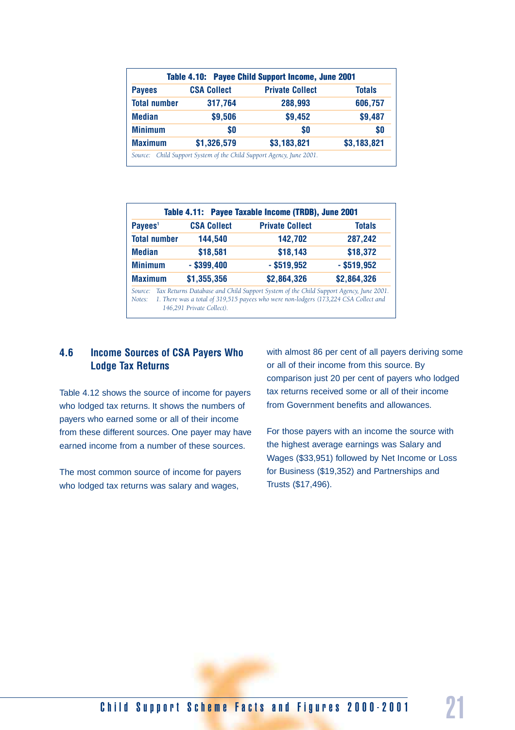**Table 4.10: Payee Child Support Income, June 2001**

| Payees | CSA Collect | Private Collect | Totals |
|---|---|---|---|
| Total number | 317,764 | 288,993 | 606,757 |
| Median | $9,506 | $9,452 | $9,487 |
| Minimum | $0 | $0 | $0 |
| Maximum | $1,326,579 | $3,183,821 | $3,183,821 |

*Source: Child Support System of the Child Support Agency, June 2001.*

**Table 4.11: Payee Taxable Income (TRDB), June 2001**

| Payees[1] | CSA Collect | Private Collect | Totals |
|---|---|---|---|
| Total number | 144,540 | 142,702 | 287,242 |
| Median | $18,581 | $18,143 | $18,372 |
| Minimum | - $399,400 | - $519,952 | - $519,952 |
| Maximum | $1,355,356 | $2,864,326 | $2,864,326 |

*Source: Tax Returns Database and Child Support System of the Child Support Agency, June 2001.*
*Notes: 1. There was a total of 319,515 payees who were non-lodgers (173,224 CSA Collect and 146,291 Private Collect).*

## 4.6 Income Sources of CSA Payers Who Lodge Tax Returns

Table 4.12 shows the source of income for payers who lodged tax returns. It shows the numbers of payers who earned some or all of their income from these different sources. One payer may have earned income from a number of these sources.

The most common source of income for payers who lodged tax returns was salary and wages, with almost 86 per cent of all payers deriving some or all of their income from this source. By comparison just 20 per cent of payers who lodged tax returns received some or all of their income from Government benefits and allowances.

For those payers with an income the source with the highest average earnings was Salary and Wages ($33,951) followed by Net Income or Loss for Business ($19,352) and Partnerships and Trusts ($17,496).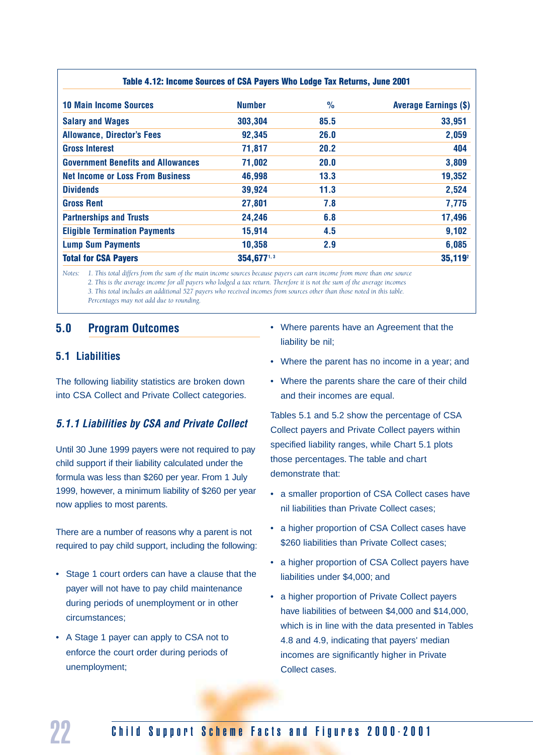**Table 4.12: Income Sources of CSA Payers Who Lodge Tax Returns, June 2001**

| 10 Main Income Sources | Number | % | Average Earnings ($) |
|---|---|---|---|
| Salary and Wages | 303,304 | 85.5 | 33,951 |
| Allowance, Director's Fees | 92,345 | 26.0 | 2,059 |
| Gross Interest | 71,817 | 20.2 | 404 |
| Government Benefits and Allowances | 71,002 | 20.0 | 3,809 |
| Net Income or Loss From Business | 46,998 | 13.3 | 19,352 |
| Dividends | 39,924 | 11.3 | 2,524 |
| Gross Rent | 27,801 | 7.8 | 7,775 |
| Partnerships and Trusts | 24,246 | 6.8 | 17,496 |
| Eligible Termination Payments | 15,914 | 4.5 | 9,102 |
| Lump Sum Payments | 10,358 | 2.9 | 6,085 |
| **Total for CSA Payers** | **354,677[1, 3]** | | **35,119[2]** |

*Notes: 1. This total differs from the sum of the main income sources because payers can earn income from more than one source*
*2. This is the average income for all payers who lodged a tax return. Therefore it is not the sum of the average incomes*
*3. This total includes an additional 527 payers who received incomes from sources other than those noted in this table.*
*Percentages may not add due to rounding.*

## 5.0 Program Outcomes

### 5.1 Liabilities

The following liability statistics are broken down into CSA Collect and Private Collect categories.

#### *5.1.1 Liabilities by CSA and Private Collect*

Until 30 June 1999 payers were not required to pay child support if their liability calculated under the formula was less than $260 per year. From 1 July 1999, however, a minimum liability of $260 per year now applies to most parents.

There are a number of reasons why a parent is not required to pay child support, including the following:

- Stage 1 court orders can have a clause that the payer will not have to pay child maintenance during periods of unemployment or in other circumstances;
- A Stage 1 payer can apply to CSA not to enforce the court order during periods of unemployment;
- Where parents have an Agreement that the liability be nil;
- Where the parent has no income in a year; and
- Where the parents share the care of their child and their incomes are equal.

Tables 5.1 and 5.2 show the percentage of CSA Collect payers and Private Collect payers within specified liability ranges, while Chart 5.1 plots those percentages. The table and chart demonstrate that:

- a smaller proportion of CSA Collect cases have nil liabilities than Private Collect cases;
- a higher proportion of CSA Collect cases have $260 liabilities than Private Collect cases;
- a higher proportion of CSA Collect payers have liabilities under $4,000; and
- a higher proportion of Private Collect payers have liabilities of between $4,000 and $14,000, which is in line with the data presented in Tables 4.8 and 4.9, indicating that payers' median incomes are significantly higher in Private Collect cases.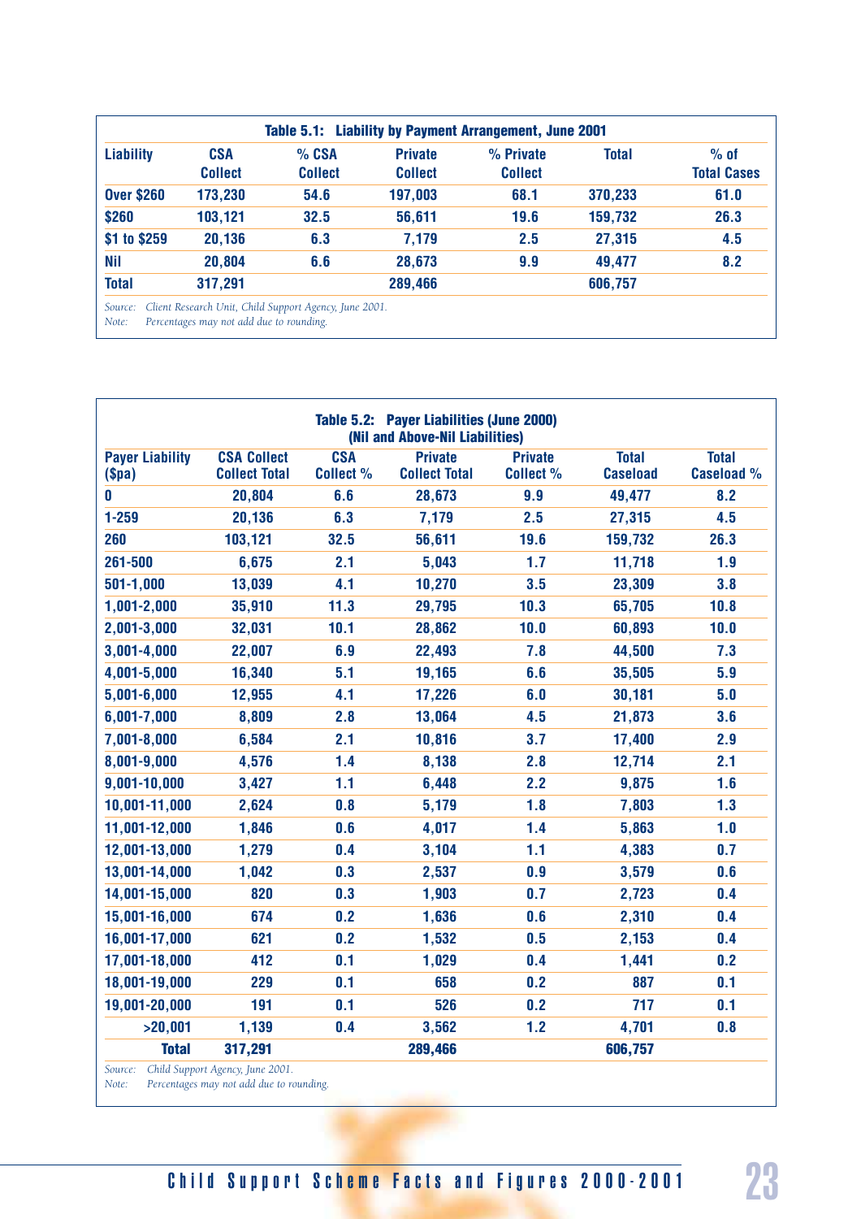**Table 5.1: Liability by Payment Arrangement, June 2001**

| Liability | CSA Collect | % CSA Collect | Private Collect | % Private Collect | Total | % of Total Cases |
|---|---|---|---|---|---|---|
| Over $260 | 173,230 | 54.6 | 197,003 | 68.1 | 370,233 | 61.0 |
| $260 | 103,121 | 32.5 | 56,611 | 19.6 | 159,732 | 26.3 |
| $1 to $259 | 20,136 | 6.3 | 7,179 | 2.5 | 27,315 | 4.5 |
| Nil | 20,804 | 6.6 | 28,673 | 9.9 | 49,477 | 8.2 |
| Total | 317,291 | | 289,466 | | 606,757 | |

*Source: Client Research Unit, Child Support Agency, June 2001.*
*Note: Percentages may not add due to rounding.*

**Table 5.2: Payer Liabilities (June 2000) (Nil and Above-Nil Liabilities)**

| Payer Liability ($pa) | CSA Collect Total | CSA Collect % | Private Collect Total | Private Collect % | Total Caseload | Total Caseload % |
|---|---|---|---|---|---|---|
| 0 | 20,804 | 6.6 | 28,673 | 9.9 | 49,477 | 8.2 |
| 1-259 | 20,136 | 6.3 | 7,179 | 2.5 | 27,315 | 4.5 |
| 260 | 103,121 | 32.5 | 56,611 | 19.6 | 159,732 | 26.3 |
| 261-500 | 6,675 | 2.1 | 5,043 | 1.7 | 11,718 | 1.9 |
| 501-1,000 | 13,039 | 4.1 | 10,270 | 3.5 | 23,309 | 3.8 |
| 1,001-2,000 | 35,910 | 11.3 | 29,795 | 10.3 | 65,705 | 10.8 |
| 2,001-3,000 | 32,031 | 10.1 | 28,862 | 10.0 | 60,893 | 10.0 |
| 3,001-4,000 | 22,007 | 6.9 | 22,493 | 7.8 | 44,500 | 7.3 |
| 4,001-5,000 | 16,340 | 5.1 | 19,165 | 6.6 | 35,505 | 5.9 |
| 5,001-6,000 | 12,955 | 4.1 | 17,226 | 6.0 | 30,181 | 5.0 |
| 6,001-7,000 | 8,809 | 2.8 | 13,064 | 4.5 | 21,873 | 3.6 |
| 7,001-8,000 | 6,584 | 2.1 | 10,816 | 3.7 | 17,400 | 2.9 |
| 8,001-9,000 | 4,576 | 1.4 | 8,138 | 2.8 | 12,714 | 2.1 |
| 9,001-10,000 | 3,427 | 1.1 | 6,448 | 2.2 | 9,875 | 1.6 |
| 10,001-11,000 | 2,624 | 0.8 | 5,179 | 1.8 | 7,803 | 1.3 |
| 11,001-12,000 | 1,846 | 0.6 | 4,017 | 1.4 | 5,863 | 1.0 |
| 12,001-13,000 | 1,279 | 0.4 | 3,104 | 1.1 | 4,383 | 0.7 |
| 13,001-14,000 | 1,042 | 0.3 | 2,537 | 0.9 | 3,579 | 0.6 |
| 14,001-15,000 | 820 | 0.3 | 1,903 | 0.7 | 2,723 | 0.4 |
| 15,001-16,000 | 674 | 0.2 | 1,636 | 0.6 | 2,310 | 0.4 |
| 16,001-17,000 | 621 | 0.2 | 1,532 | 0.5 | 2,153 | 0.4 |
| 17,001-18,000 | 412 | 0.1 | 1,029 | 0.4 | 1,441 | 0.2 |
| 18,001-19,000 | 229 | 0.1 | 658 | 0.2 | 887 | 0.1 |
| 19,001-20,000 | 191 | 0.1 | 526 | 0.2 | 717 | 0.1 |
| >20,001 | 1,139 | 0.4 | 3,562 | 1.2 | 4,701 | 0.8 |
| Total | 317,291 | | 289,466 | | 606,757 | |

*Source: Child Support Agency, June 2001.*
*Note: Percentages may not add due to rounding.*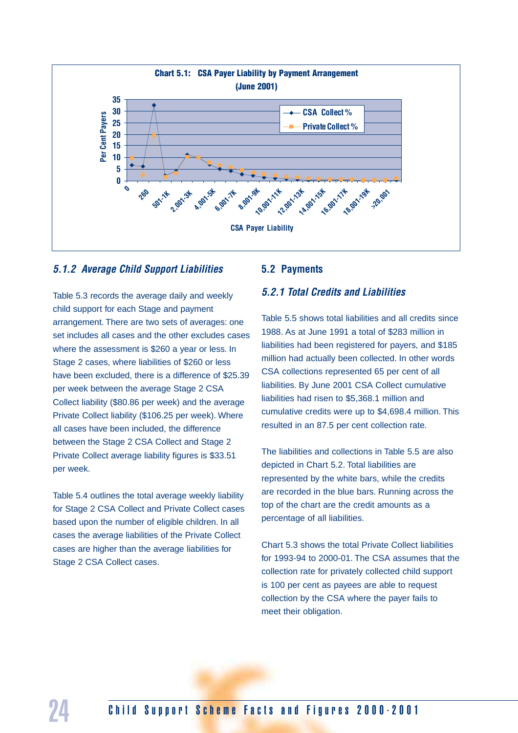**Chart 5.1: CSA Payer Liability by Payment Arrangement (June 2001)**

### 5.1.2 Average Child Support Liabilities

Table 5.3 records the average daily and weekly child support for each Stage and payment arrangement. There are two sets of averages: one set includes all cases and the other excludes cases where the assessment is $260 a year or less. In Stage 2 cases, where liabilities of $260 or less have been excluded, there is a difference of $25.39 per week between the average Stage 2 CSA Collect liability ($80.86 per week) and the average Private Collect liability ($106.25 per week). Where all cases have been included, the difference between the Stage 2 CSA Collect and Stage 2 Private Collect average liability figures is $33.51 per week.

Table 5.4 outlines the total average weekly liability for Stage 2 CSA Collect and Private Collect cases based upon the number of eligible children. In all cases the average liabilities of the Private Collect cases are higher than the average liabilities for Stage 2 CSA Collect cases.

## 5.2 Payments

### 5.2.1 Total Credits and Liabilities

Table 5.5 shows total liabilities and all credits since 1988. As at June 1991 a total of $283 million in liabilities had been registered for payers, and $185 million had actually been collected. In other words CSA collections represented 65 per cent of all liabilities. By June 2001 CSA Collect cumulative liabilities had risen to $5,368.1 million and cumulative credits were up to $4,698.4 million. This resulted in an 87.5 per cent collection rate.

The liabilities and collections in Table 5.5 are also depicted in Chart 5.2. Total liabilities are represented by the white bars, while the credits are recorded in the blue bars. Running across the top of the chart are the credit amounts as a percentage of all liabilities.

Chart 5.3 shows the total Private Collect liabilities for 1993-94 to 2000-01. The CSA assumes that the collection rate for privately collected child support is 100 per cent as payees are able to request collection by the CSA where the payer fails to meet their obligation.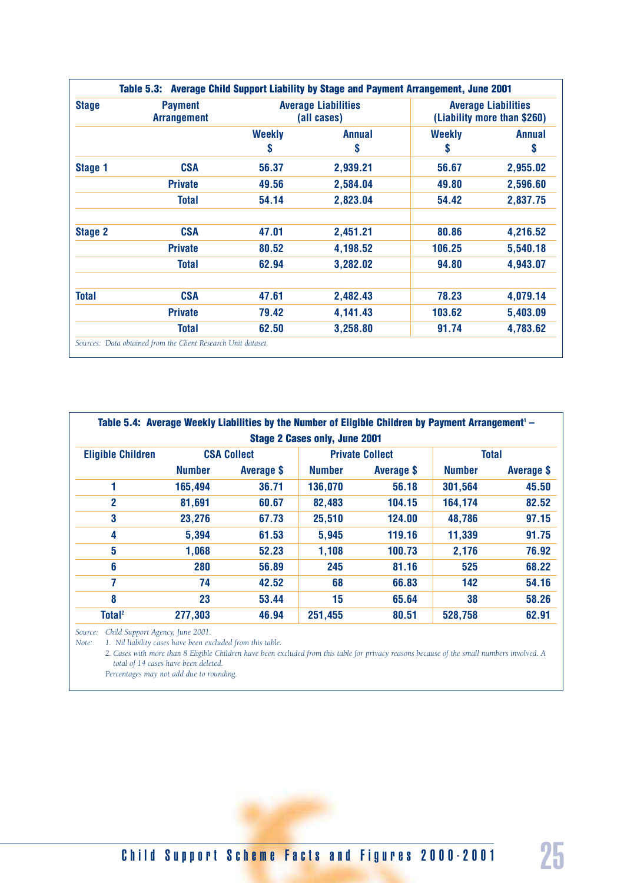**Table 5.3: Average Child Support Liability by Stage and Payment Arrangement, June 2001**

| Stage | Payment Arrangement | Average Liabilities (all cases) | | Average Liabilities (Liability more than $260) | |
|---|---|---|---|---|---|
| | | Weekly $ | Annual $ | Weekly $ | Annual $ |
| Stage 1 | CSA | 56.37 | 2,939.21 | 56.67 | 2,955.02 |
| | Private | 49.56 | 2,584.04 | 49.80 | 2,596.60 |
| | Total | 54.14 | 2,823.04 | 54.42 | 2,837.75 |
| Stage 2 | CSA | 47.01 | 2,451.21 | 80.86 | 4,216.52 |
| | Private | 80.52 | 4,198.52 | 106.25 | 5,540.18 |
| | Total | 62.94 | 3,282.02 | 94.80 | 4,943.07 |
| Total | CSA | 47.61 | 2,482.43 | 78.23 | 4,079.14 |
| | Private | 79.42 | 4,141.43 | 103.62 | 5,403.09 |
| | Total | 62.50 | 3,258.80 | 91.74 | 4,783.62 |

*Sources: Data obtained from the Client Research Unit dataset.*

**Table 5.4: Average Weekly Liabilities by the Number of Eligible Children by Payment Arrangement[1] – Stage 2 Cases only, June 2001**

| Eligible Children | CSA Collect | | Private Collect | | Total | |
|---|---|---|---|---|---|---|
| | Number | Average $ | Number | Average $ | Number | Average $ |
| 1 | 165,494 | 36.71 | 136,070 | 56.18 | 301,564 | 45.50 |
| 2 | 81,691 | 60.67 | 82,483 | 104.15 | 164,174 | 82.52 |
| 3 | 23,276 | 67.73 | 25,510 | 124.00 | 48,786 | 97.15 |
| 4 | 5,394 | 61.53 | 5,945 | 119.16 | 11,339 | 91.75 |
| 5 | 1,068 | 52.23 | 1,108 | 100.73 | 2,176 | 76.92 |
| 6 | 280 | 56.89 | 245 | 81.16 | 525 | 68.22 |
| 7 | 74 | 42.52 | 68 | 66.83 | 142 | 54.16 |
| 8 | 23 | 53.44 | 15 | 65.64 | 38 | 58.26 |
| Total[2] | 277,303 | 46.94 | 251,455 | 80.51 | 528,758 | 62.91 |

*Source: Child Support Agency, June 2001.*

*Note: 1. Nil liability cases have been excluded from this table.*

*2. Cases with more than 8 Eligible Children have been excluded from this table for privacy reasons because of the small numbers involved. A total of 14 cases have been deleted.*

*Percentages may not add due to rounding.*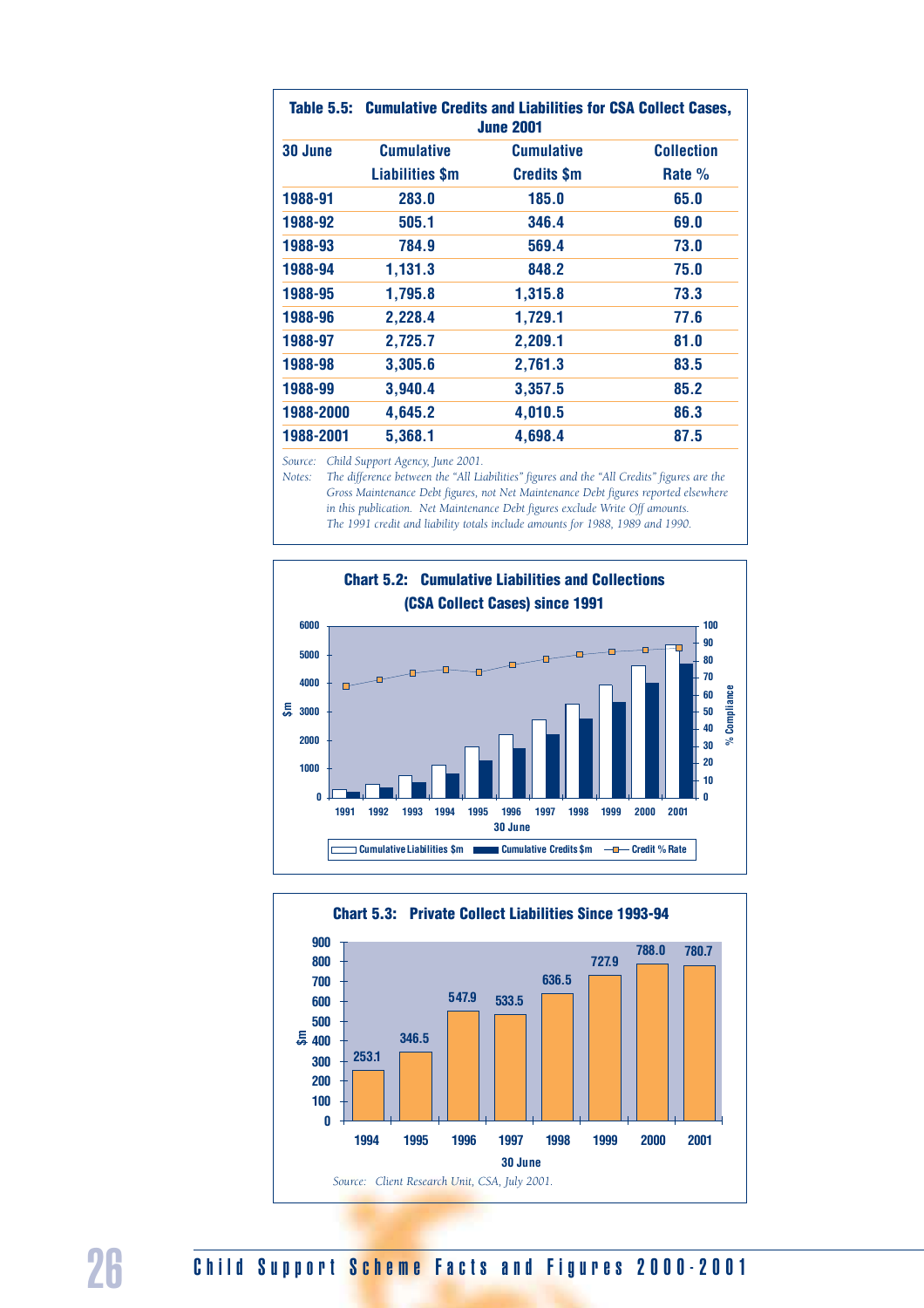**Table 5.5: Cumulative Credits and Liabilities for CSA Collect Cases, June 2001**

| 30 June | Cumulative Liabilities $m | Cumulative Credits $m | Collection Rate % |
|---|---|---|---|
| 1988-91 | 283.0 | 185.0 | 65.0 |
| 1988-92 | 505.1 | 346.4 | 69.0 |
| 1988-93 | 784.9 | 569.4 | 73.0 |
| 1988-94 | 1,131.3 | 848.2 | 75.0 |
| 1988-95 | 1,795.8 | 1,315.8 | 73.3 |
| 1988-96 | 2,228.4 | 1,729.1 | 77.6 |
| 1988-97 | 2,725.7 | 2,209.1 | 81.0 |
| 1988-98 | 3,305.6 | 2,761.3 | 83.5 |
| 1988-99 | 3,940.4 | 3,357.5 | 85.2 |
| 1988-2000 | 4,645.2 | 4,010.5 | 86.3 |
| 1988-2001 | 5,368.1 | 4,698.4 | 87.5 |

*Source: Child Support Agency, June 2001.*

*Notes: The difference between the "All Liabilities" figures and the "All Credits" figures are the Gross Maintenance Debt figures, not Net Maintenance Debt figures reported elsewhere in this publication. Net Maintenance Debt figures exclude Write Off amounts. The 1991 credit and liability totals include amounts for 1988, 1989 and 1990.*

**Chart 5.2: Cumulative Liabilities and Collections (CSA Collect Cases) since 1991**

**Chart 5.3: Private Collect Liabilities Since 1993-94**

| 30 June | 1994 | 1995 | 1996 | 1997 | 1998 | 1999 | 2000 | 2001 |
|---|---|---|---|---|---|---|---|---|
| $m | 253.1 | 346.5 | 547.9 | 533.5 | 636.5 | 727.9 | 788.0 | 780.7 |

*Source: Client Research Unit, CSA, July 2001.*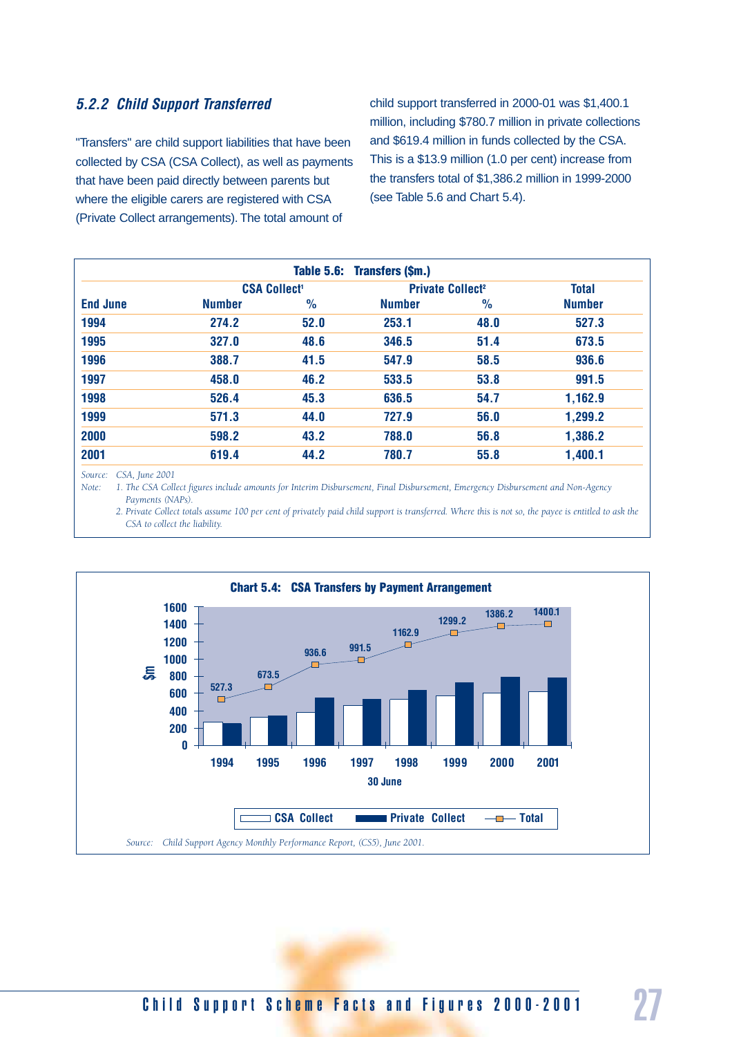### *5.2.2 Child Support Transferred*

"Transfers" are child support liabilities that have been collected by CSA (CSA Collect), as well as payments that have been paid directly between parents but where the eligible carers are registered with CSA (Private Collect arrangements). The total amount of child support transferred in 2000-01 was $1,400.1 million, including $780.7 million in private collections and $619.4 million in funds collected by the CSA. This is a $13.9 million (1.0 per cent) increase from the transfers total of $1,386.2 million in 1999-2000 (see Table 5.6 and Chart 5.4).

**Table 5.6: Transfers ($m.)**

| | CSA Collect[1] | | Private Collect[2] | | Total |
|---|---|---|---|---|---|
| **End June** | **Number** | **%** | **Number** | **%** | **Number** |
| 1994 | 274.2 | 52.0 | 253.1 | 48.0 | 527.3 |
| 1995 | 327.0 | 48.6 | 346.5 | 51.4 | 673.5 |
| 1996 | 388.7 | 41.5 | 547.9 | 58.5 | 936.6 |
| 1997 | 458.0 | 46.2 | 533.5 | 53.8 | 991.5 |
| 1998 | 526.4 | 45.3 | 636.5 | 54.7 | 1,162.9 |
| 1999 | 571.3 | 44.0 | 727.9 | 56.0 | 1,299.2 |
| 2000 | 598.2 | 43.2 | 788.0 | 56.8 | 1,386.2 |
| 2001 | 619.4 | 44.2 | 780.7 | 55.8 | 1,400.1 |

*Source: CSA, June 2001*

*Note: 1. The CSA Collect figures include amounts for Interim Disbursement, Final Disbursement, Emergency Disbursement and Non-Agency Payments (NAPs).*

*2. Private Collect totals assume 100 per cent of privately paid child support is transferred. Where this is not so, the payee is entitled to ask the CSA to collect the liability.*

**Chart 5.4: CSA Transfers by Payment Arrangement**

| 30 June | CSA Collect ($m) | Private Collect ($m) | Total ($m) |
|---|---|---|---|
| 1994 | 274.2 | 253.1 | 527.3 |
| 1995 | 327.0 | 346.5 | 673.5 |
| 1996 | 388.7 | 547.9 | 936.6 |
| 1997 | 458.0 | 533.5 | 991.5 |
| 1998 | 526.4 | 636.5 | 1162.9 |
| 1999 | 571.3 | 727.9 | 1299.2 |
| 2000 | 598.2 | 788.0 | 1386.2 |
| 2001 | 619.4 | 780.7 | 1400.1 |

*Source: Child Support Agency Monthly Performance Report, (CS5), June 2001.*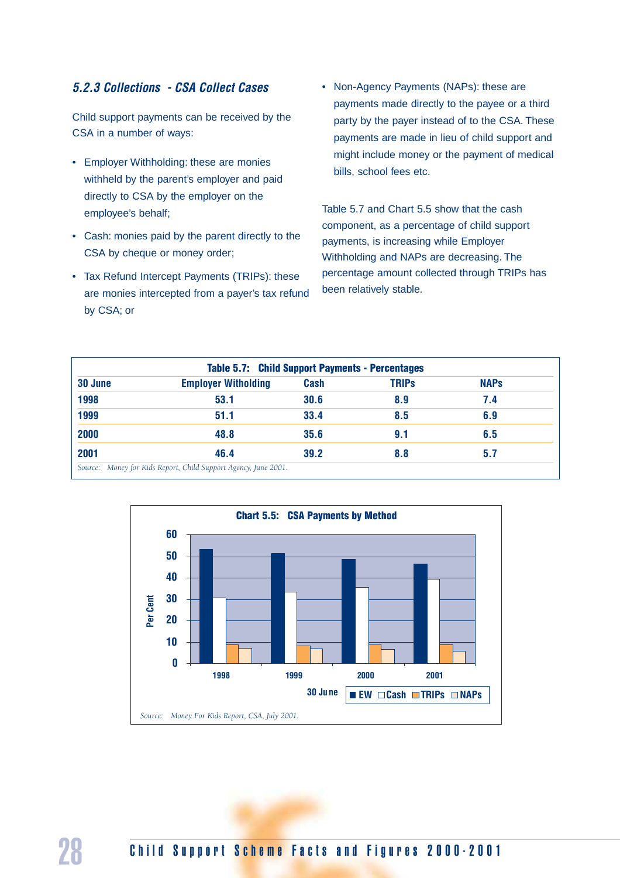### 5.2.3 Collections - CSA Collect Cases

Child support payments can be received by the CSA in a number of ways:

- Employer Withholding: these are monies withheld by the parent's employer and paid directly to CSA by the employer on the employee's behalf;
- Cash: monies paid by the parent directly to the CSA by cheque or money order;
- Tax Refund Intercept Payments (TRIPs): these are monies intercepted from a payer's tax refund by CSA; or
- Non-Agency Payments (NAPs): these are payments made directly to the payee or a third party by the payer instead of to the CSA. These payments are made in lieu of child support and might include money or the payment of medical bills, school fees etc.

Table 5.7 and Chart 5.5 show that the cash component, as a percentage of child support payments, is increasing while Employer Withholding and NAPs are decreasing. The percentage amount collected through TRIPs has been relatively stable.

**Table 5.7: Child Support Payments - Percentages**

| 30 June | Employer Witholding | Cash | TRIPs | NAPs |
|---|---|---|---|---|
| 1998 | 53.1 | 30.6 | 8.9 | 7.4 |
| 1999 | 51.1 | 33.4 | 8.5 | 6.9 |
| 2000 | 48.8 | 35.6 | 9.1 | 6.5 |
| 2001 | 46.4 | 39.2 | 8.8 | 5.7 |

Source: Money for Kids Report, Child Support Agency, June 2001.

**Chart 5.5: CSA Payments by Method**

Source: Money For Kids Report, CSA, July 2001.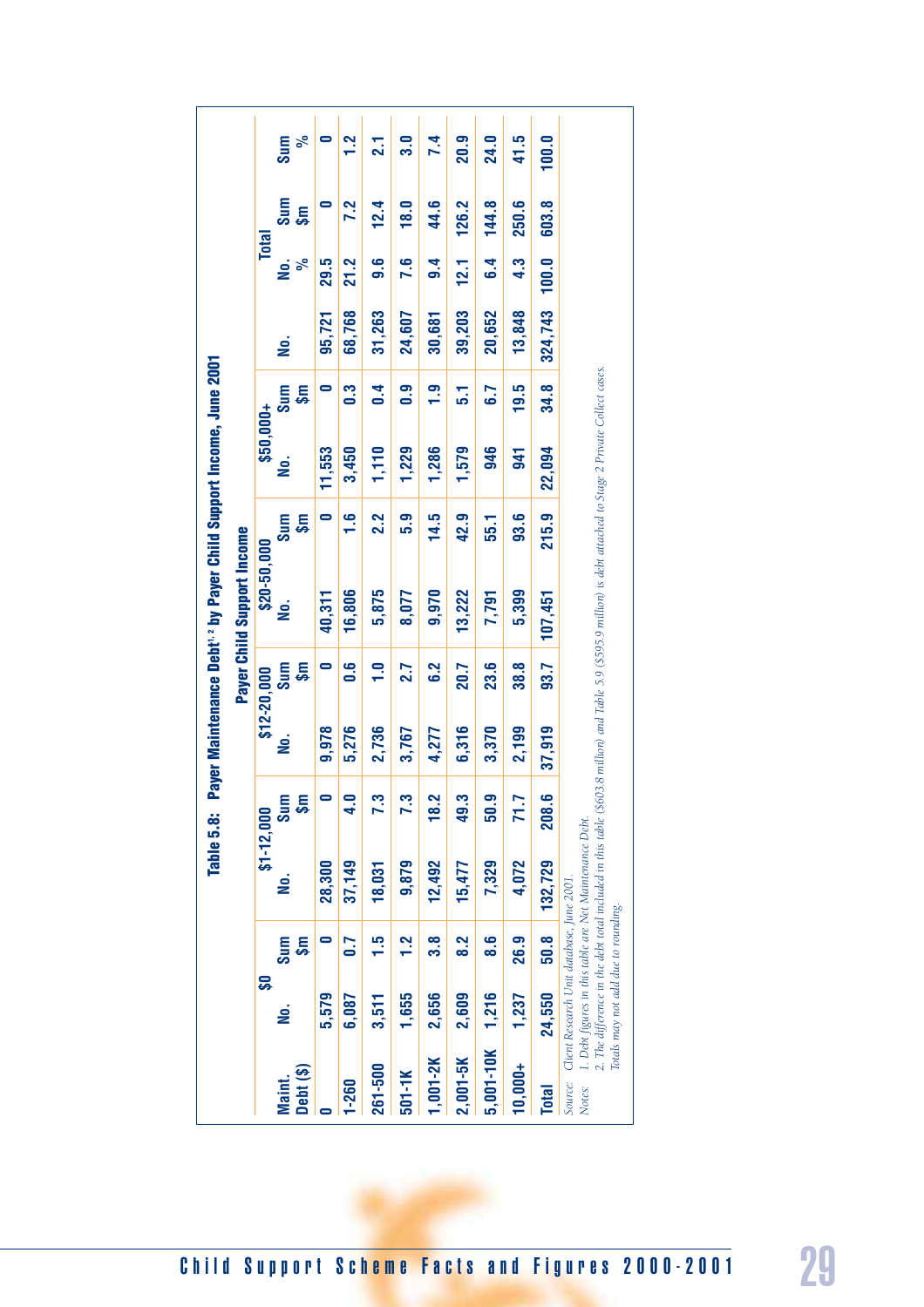## Table 5.8: Payer Maintenance Debt[1,2] by Payer Child Support Income, June 2001

| Maint. Debt ($) | Payer Child Support Income | | | | | | | | | | Total | | | |
|---|---|---|---|---|---|---|---|---|---|---|---|---|---|---|
| | $0 | | $1-12,000 | | $12-20,000 | | $20-50,000 | | $50,000+ | | | | | |
| | No. | Sum $m | No. | Sum $m | No. | Sum $m | No. | Sum $m | No. | Sum $m | No. | No. % | Sum $m | Sum % |
| 0 | 5,579 | 0 | 28,300 | 0 | 9,978 | 0 | 40,311 | 0 | 11,553 | 0 | 95,721 | 29.5 | 0 | 0 |
| 1-260 | 6,087 | 0.7 | 37,149 | 4.0 | 5,276 | 0.6 | 16,806 | 1.6 | 3,450 | 0.3 | 68,768 | 21.2 | 7.2 | 1.2 |
| 261-500 | 3,511 | 1.5 | 18,031 | 7.3 | 2,736 | 1.0 | 5,875 | 2.2 | 1,110 | 0.4 | 31,263 | 9.6 | 12.4 | 2.1 |
| 501-1K | 1,655 | 1.2 | 9,879 | 7.3 | 3,767 | 2.7 | 8,077 | 5.9 | 1,229 | 0.9 | 24,607 | 7.6 | 18.0 | 3.0 |
| 1,001-2K | 2,656 | 3.8 | 12,492 | 18.2 | 4,277 | 6.2 | 9,970 | 14.5 | 1,286 | 1.9 | 30,681 | 9.4 | 44.6 | 7.4 |
| 2,001-5K | 2,609 | 8.2 | 15,477 | 49.3 | 6,316 | 20.7 | 13,222 | 42.9 | 1,579 | 5.1 | 39,203 | 12.1 | 126.2 | 20.9 |
| 5,001-10K | 1,216 | 8.6 | 7,329 | 50.9 | 3,370 | 23.6 | 7,791 | 55.1 | 946 | 6.7 | 20,652 | 6.4 | 144.8 | 24.0 |
| 10,000+ | 1,237 | 26.9 | 4,072 | 71.7 | 2,199 | 38.8 | 5,399 | 93.6 | 941 | 19.5 | 13,848 | 4.3 | 250.6 | 41.5 |
| Total | 24,550 | 50.8 | 132,729 | 208.6 | 37,919 | 93.7 | 107,451 | 215.9 | 22,094 | 34.8 | 324,743 | 100.0 | 603.8 | 100.0 |

*Source: Client Research Unit database, June 2001.*

*Notes: 1. Debt figures in this table are Net Maintenance Debt.*

*2. The difference in the debt total included in this table ($603.8 million) and Table 5.9 ($595.9 million) is debt attached to Stage 2 Private Collect cases.*

*Totals may not add due to rounding.*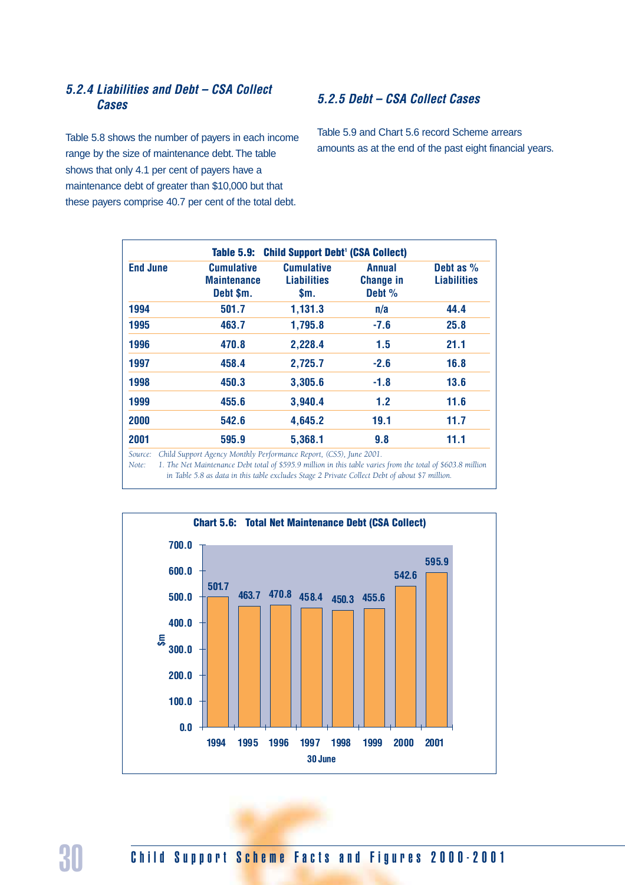### 5.2.4 Liabilities and Debt – CSA Collect Cases

Table 5.8 shows the number of payers in each income range by the size of maintenance debt. The table shows that only 4.1 per cent of payers have a maintenance debt of greater than $10,000 but that these payers comprise 40.7 per cent of the total debt.

### 5.2.5 Debt – CSA Collect Cases

Table 5.9 and Chart 5.6 record Scheme arrears amounts as at the end of the past eight financial years.

**Table 5.9: Child Support Debt[1] (CSA Collect)**

| End June | Cumulative Maintenance Debt $m. | Cumulative Liabilities $m. | Annual Change in Debt % | Debt as % Liabilities |
|---|---|---|---|---|
| 1994 | 501.7 | 1,131.3 | n/a | 44.4 |
| 1995 | 463.7 | 1,795.8 | -7.6 | 25.8 |
| 1996 | 470.8 | 2,228.4 | 1.5 | 21.1 |
| 1997 | 458.4 | 2,725.7 | -2.6 | 16.8 |
| 1998 | 450.3 | 3,305.6 | -1.8 | 13.6 |
| 1999 | 455.6 | 3,940.4 | 1.2 | 11.6 |
| 2000 | 542.6 | 4,645.2 | 19.1 | 11.7 |
| 2001 | 595.9 | 5,368.1 | 9.8 | 11.1 |

*Source: Child Support Agency Monthly Performance Report, (CS5), June 2001.*

*Note: 1. The Net Maintenance Debt total of $595.9 million in this table varies from the total of $603.8 million in Table 5.8 as data in this table excludes Stage 2 Private Collect Debt of about $7 million.*

**Chart 5.6: Total Net Maintenance Debt (CSA Collect)**

| 30 June | $m |
|---|---|
| 1994 | 501.7 |
| 1995 | 463.7 |
| 1996 | 470.8 |
| 1997 | 458.4 |
| 1998 | 450.3 |
| 1999 | 455.6 |
| 2000 | 542.6 |
| 2001 | 595.9 |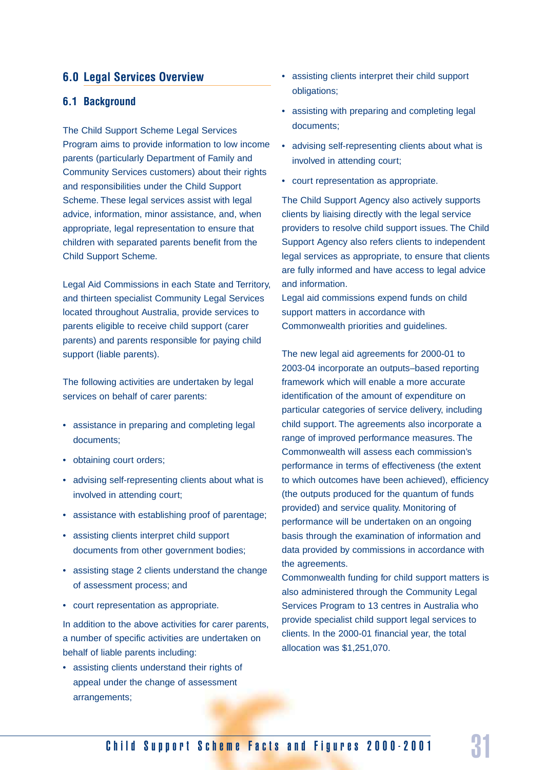## 6.0 Legal Services Overview

### 6.1 Background

The Child Support Scheme Legal Services Program aims to provide information to low income parents (particularly Department of Family and Community Services customers) about their rights and responsibilities under the Child Support Scheme. These legal services assist with legal advice, information, minor assistance, and, when appropriate, legal representation to ensure that children with separated parents benefit from the Child Support Scheme.

Legal Aid Commissions in each State and Territory, and thirteen specialist Community Legal Services located throughout Australia, provide services to parents eligible to receive child support (carer parents) and parents responsible for paying child support (liable parents).

The following activities are undertaken by legal services on behalf of carer parents:

- assistance in preparing and completing legal documents;
- obtaining court orders;
- advising self-representing clients about what is involved in attending court;
- assistance with establishing proof of parentage;
- assisting clients interpret child support documents from other government bodies;
- assisting stage 2 clients understand the change of assessment process; and
- court representation as appropriate.

In addition to the above activities for carer parents, a number of specific activities are undertaken on behalf of liable parents including:

- assisting clients understand their rights of appeal under the change of assessment arrangements;
- assisting clients interpret their child support obligations;
- assisting with preparing and completing legal documents;
- advising self-representing clients about what is involved in attending court;
- court representation as appropriate.

The Child Support Agency also actively supports clients by liaising directly with the legal service providers to resolve child support issues. The Child Support Agency also refers clients to independent legal services as appropriate, to ensure that clients are fully informed and have access to legal advice and information.

Legal aid commissions expend funds on child support matters in accordance with Commonwealth priorities and guidelines.

The new legal aid agreements for 2000-01 to 2003-04 incorporate an outputs–based reporting framework which will enable a more accurate identification of the amount of expenditure on particular categories of service delivery, including child support. The agreements also incorporate a range of improved performance measures. The Commonwealth will assess each commission's performance in terms of effectiveness (the extent to which outcomes have been achieved), efficiency (the outputs produced for the quantum of funds provided) and service quality. Monitoring of performance will be undertaken on an ongoing basis through the examination of information and data provided by commissions in accordance with the agreements.

Commonwealth funding for child support matters is also administered through the Community Legal Services Program to 13 centres in Australia who provide specialist child support legal services to clients. In the 2000-01 financial year, the total allocation was $1,251,070.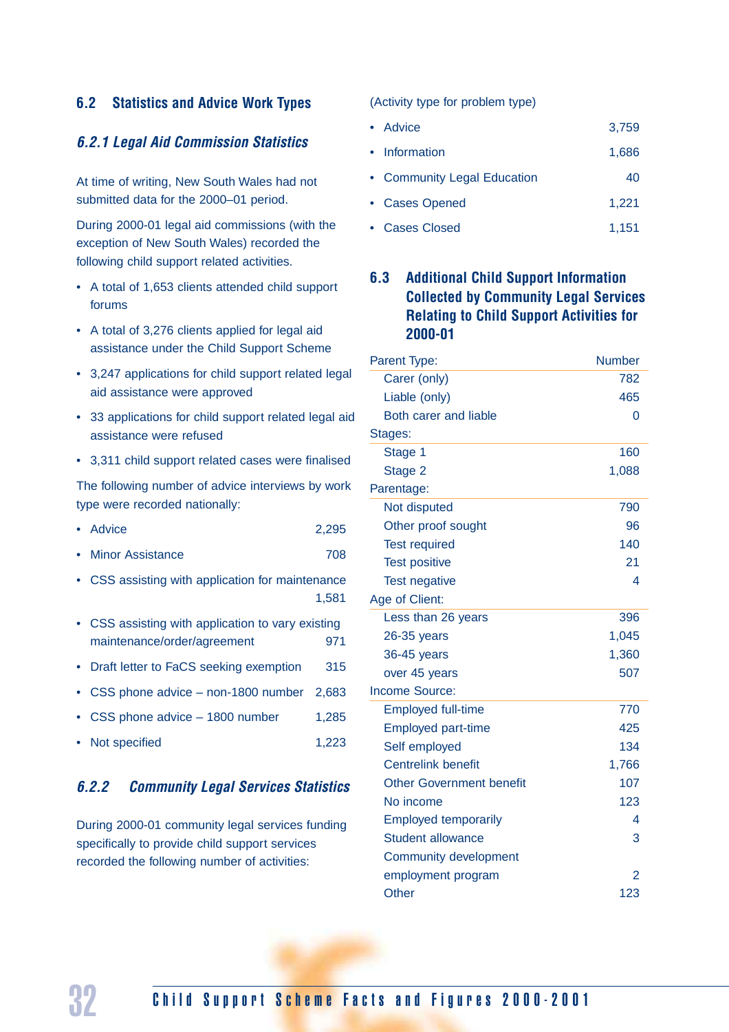## 6.2 Statistics and Advice Work Types

### *6.2.1 Legal Aid Commission Statistics*

At time of writing, New South Wales had not submitted data for the 2000–01 period.

During 2000-01 legal aid commissions (with the exception of New South Wales) recorded the following child support related activities.

- A total of 1,653 clients attended child support forums
- A total of 3,276 clients applied for legal aid assistance under the Child Support Scheme
- 3,247 applications for child support related legal aid assistance were approved
- 33 applications for child support related legal aid assistance were refused
- 3,311 child support related cases were finalised

The following number of advice interviews by work type were recorded nationally:

- Advice 2,295
- Minor Assistance 708
- CSS assisting with application for maintenance 1,581
- CSS assisting with application to vary existing maintenance/order/agreement 971
- Draft letter to FaCS seeking exemption 315
- CSS phone advice – non-1800 number 2,683
- CSS phone advice – 1800 number 1,285
- Not specified 1,223

### *6.2.2 Community Legal Services Statistics*

During 2000-01 community legal services funding specifically to provide child support services recorded the following number of activities:

(Activity type for problem type)

- Advice 3,759
- Information 1,686
- Community Legal Education 40
- Cases Opened 1,221
- Cases Closed 1,151

## 6.3 Additional Child Support Information Collected by Community Legal Services Relating to Child Support Activities for 2000-01

| Parent Type: | Number |
|---|---|
| Carer (only) | 782 |
| Liable (only) | 465 |
| Both carer and liable | 0 |
| **Stages:** | |
| Stage 1 | 160 |
| Stage 2 | 1,088 |
| **Parentage:** | |
| Not disputed | 790 |
| Other proof sought | 96 |
| Test required | 140 |
| Test positive | 21 |
| Test negative | 4 |
| **Age of Client:** | |
| Less than 26 years | 396 |
| 26-35 years | 1,045 |
| 36-45 years | 1,360 |
| over 45 years | 507 |
| **Income Source:** | |
| Employed full-time | 770 |
| Employed part-time | 425 |
| Self employed | 134 |
| Centrelink benefit | 1,766 |
| Other Government benefit | 107 |
| No income | 123 |
| Employed temporarily | 4 |
| Student allowance | 3 |
| Community development employment program | 2 |
| Other | 123 |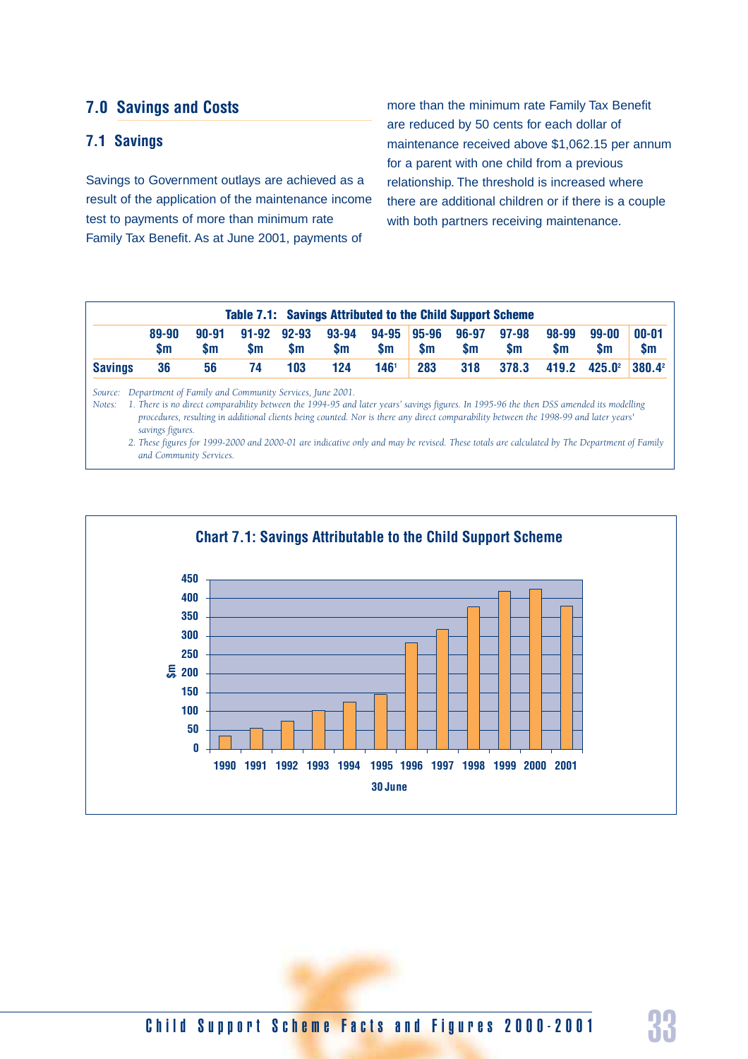## 7.0 Savings and Costs

### 7.1 Savings

Savings to Government outlays are achieved as a result of the application of the maintenance income test to payments of more than minimum rate Family Tax Benefit. As at June 2001, payments of more than the minimum rate Family Tax Benefit are reduced by 50 cents for each dollar of maintenance received above $1,062.15 per annum for a parent with one child from a previous relationship. The threshold is increased where there are additional children or if there is a couple with both partners receiving maintenance.

**Table 7.1: Savings Attributed to the Child Support Scheme**

| | 89-90 $m | 90-91 $m | 91-92 $m | 92-93 $m | 93-94 $m | 94-95 $m | 95-96 $m | 96-97 $m | 97-98 $m | 98-99 $m | 99-00 $m | 00-01 $m |
|---|---|---|---|---|---|---|---|---|---|---|---|---|
| **Savings** | 36 | 56 | 74 | 103 | 124 | 146[1] | 283 | 318 | 378.3 | 419.2 | 425.0[2] | 380.4[2] |

*Source: Department of Family and Community Services, June 2001.*

*Notes: 1. There is no direct comparability between the 1994-95 and later years' savings figures. In 1995-96 the then DSS amended its modelling procedures, resulting in additional clients being counted. Nor is there any direct comparability between the 1998-99 and later years' savings figures.*

*2. These figures for 1999-2000 and 2000-01 are indicative only and may be revised. These totals are calculated by The Department of Family and Community Services.*

**Chart 7.1: Savings Attributable to the Child Support Scheme**

| 30 June | $m |
|---|---|
| 1990 | 36 |
| 1991 | 56 |
| 1992 | 74 |
| 1993 | 103 |
| 1994 | 124 |
| 1995 | 146 |
| 1996 | 283 |
| 1997 | 318 |
| 1998 | 378.3 |
| 1999 | 419.2 |
| 2000 | 425.0 |
| 2001 | 380.4 |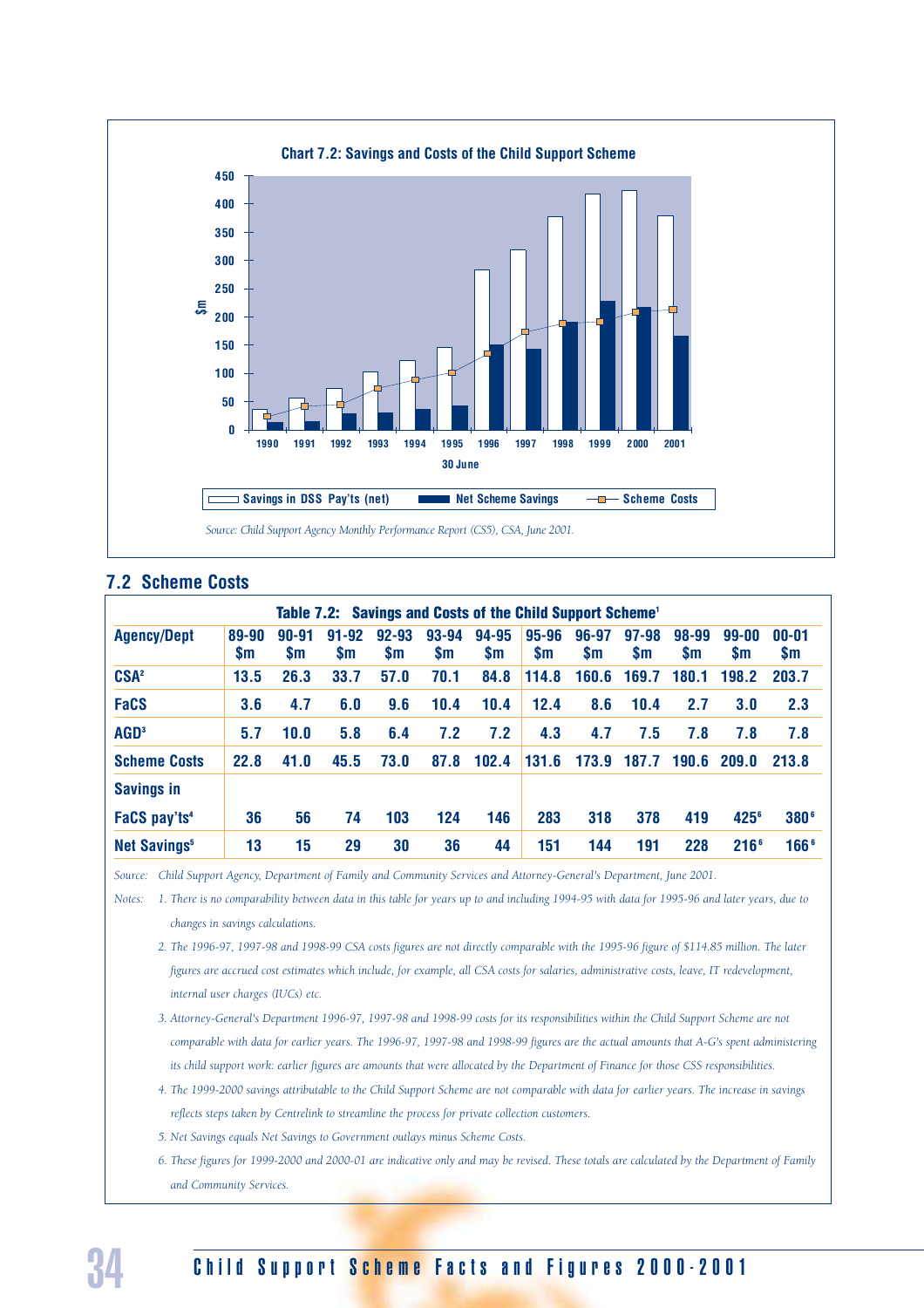**Chart 7.2: Savings and Costs of the Child Support Scheme**

Source: Child Support Agency Monthly Performance Report (CS5), CSA, June 2001.

## 7.2 Scheme Costs

**Table 7.2: Savings and Costs of the Child Support Scheme[1]**

| Agency/Dept | 89-90 $m | 90-91 $m | 91-92 $m | 92-93 $m | 93-94 $m | 94-95 $m | 95-96 $m | 96-97 $m | 97-98 $m | 98-99 $m | 99-00 $m | 00-01 $m |
|---|---|---|---|---|---|---|---|---|---|---|---|---|
| CSA[2] | 13.5 | 26.3 | 33.7 | 57.0 | 70.1 | 84.8 | 114.8 | 160.6 | 169.7 | 180.1 | 198.2 | 203.7 |
| FaCS | 3.6 | 4.7 | 6.0 | 9.6 | 10.4 | 10.4 | 12.4 | 8.6 | 10.4 | 2.7 | 3.0 | 2.3 |
| AGD[3] | 5.7 | 10.0 | 5.8 | 6.4 | 7.2 | 7.2 | 4.3 | 4.7 | 7.5 | 7.8 | 7.8 | 7.8 |
| Scheme Costs | 22.8 | 41.0 | 45.5 | 73.0 | 87.8 | 102.4 | 131.6 | 173.9 | 187.7 | 190.6 | 209.0 | 213.8 |
| Savings in FaCS pay'ts[4] | 36 | 56 | 74 | 103 | 124 | 146 | 283 | 318 | 378 | 419 | 425[6] | 380[6] |
| Net Savings[5] | 13 | 15 | 29 | 30 | 36 | 44 | 151 | 144 | 191 | 228 | 216[6] | 166[6] |

*Source: Child Support Agency, Department of Family and Community Services and Attorney-General's Department, June 2001.*

*Notes:*

1. *There is no comparability between data in this table for years up to and including 1994-95 with data for 1995-96 and later years, due to changes in savings calculations.*
2. *The 1996-97, 1997-98 and 1998-99 CSA costs figures are not directly comparable with the 1995-96 figure of $114.85 million. The later figures are accrued cost estimates which include, for example, all CSA costs for salaries, administrative costs, leave, IT redevelopment, internal user charges (IUCs) etc.*
3. *Attorney-General's Department 1996-97, 1997-98 and 1998-99 costs for its responsibilities within the Child Support Scheme are not comparable with data for earlier years. The 1996-97, 1997-98 and 1998-99 figures are the actual amounts that A-G's spent administering its child support work: earlier figures are amounts that were allocated by the Department of Finance for those CSS responsibilities.*
4. *The 1999-2000 savings attributable to the Child Support Scheme are not comparable with data for earlier years. The increase in savings reflects steps taken by Centrelink to streamline the process for private collection customers.*
5. *Net Savings equals Net Savings to Government outlays minus Scheme Costs.*
6. *These figures for 1999-2000 and 2000-01 are indicative only and may be revised. These totals are calculated by the Department of Family and Community Services.*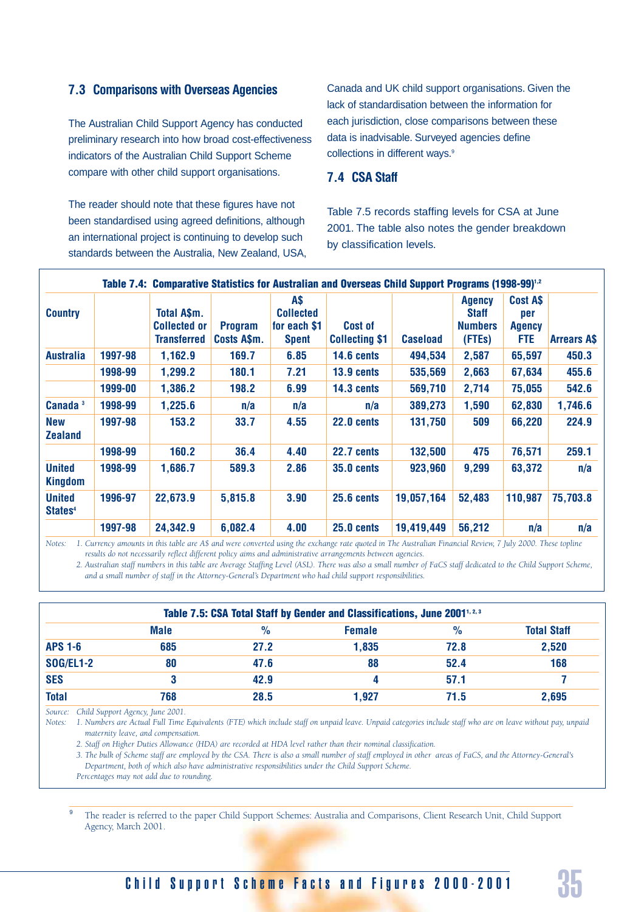### 7.3 Comparisons with Overseas Agencies

The Australian Child Support Agency has conducted preliminary research into how broad cost-effectiveness indicators of the Australian Child Support Scheme compare with other child support organisations.

The reader should note that these figures have not been standardised using agreed definitions, although an international project is continuing to develop such standards between the Australia, New Zealand, USA, Canada and UK child support organisations. Given the lack of standardisation between the information for each jurisdiction, close comparisons between these data is inadvisable. Surveyed agencies define collections in different ways.[9]

### 7.4 CSA Staff

Table 7.5 records staffing levels for CSA at June 2001. The table also notes the gender breakdown by classification levels.

**Table 7.4: Comparative Statistics for Australian and Overseas Child Support Programs (1998-99)[1,2]**

| Country | | Total A$m. Collected or Transferred | Program Costs A$m. | A$ Collected for each $1 Spent | Cost of Collecting $1 | Caseload | Agency Staff Numbers (FTEs) | Cost A$ per Agency FTE | Arrears A$ |
|---|---|---|---|---|---|---|---|---|---|
| Australia | 1997-98 | 1,162.9 | 169.7 | 6.85 | 14.6 cents | 494,534 | 2,587 | 65,597 | 450.3 |
| | 1998-99 | 1,299.2 | 180.1 | 7.21 | 13.9 cents | 535,569 | 2,663 | 67,634 | 455.6 |
| | 1999-00 | 1,386.2 | 198.2 | 6.99 | 14.3 cents | 569,710 | 2,714 | 75,055 | 542.6 |
| Canada [3] | 1998-99 | 1,225.6 | n/a | n/a | n/a | 389,273 | 1,590 | 62,830 | 1,746.6 |
| New Zealand | 1997-98 | 153.2 | 33.7 | 4.55 | 22.0 cents | 131,750 | 509 | 66,220 | 224.9 |
| | 1998-99 | 160.2 | 36.4 | 4.40 | 22.7 cents | 132,500 | 475 | 76,571 | 259.1 |
| United Kingdom | 1998-99 | 1,686.7 | 589.3 | 2.86 | 35.0 cents | 923,960 | 9,299 | 63,372 | n/a |
| United States[4] | 1996-97 | 22,673.9 | 5,815.8 | 3.90 | 25.6 cents | 19,057,164 | 52,483 | 110,987 | 75,703.8 |
| | 1997-98 | 24,342.9 | 6,082.4 | 4.00 | 25.0 cents | 19,419,449 | 56,212 | n/a | n/a |

*Notes: 1. Currency amounts in this table are A$ and were converted using the exchange rate quoted in The Australian Financial Review, 7 July 2000. These topline results do not necessarily reflect different policy aims and administrative arrangements between agencies.*
*2. Australian staff numbers in this table are Average Staffing Level (ASL). There was also a small number of FaCS staff dedicated to the Child Support Scheme, and a small number of staff in the Attorney-General's Department who had child support responsibilities.*

**Table 7.5: CSA Total Staff by Gender and Classifications, June 2001[1,2,3]**

| | Male | % | Female | % | Total Staff |
|---|---|---|---|---|---|
| APS 1-6 | 685 | 27.2 | 1,835 | 72.8 | 2,520 |
| SOG/EL1-2 | 80 | 47.6 | 88 | 52.4 | 168 |
| SES | 3 | 42.9 | 4 | 57.1 | 7 |
| Total | 768 | 28.5 | 1,927 | 71.5 | 2,695 |

*Source: Child Support Agency, June 2001.*
*Notes: 1. Numbers are Actual Full Time Equivalents (FTE) which include staff on unpaid leave. Unpaid categories include staff who are on leave without pay, unpaid maternity leave, and compensation.*
*2. Staff on Higher Duties Allowance (HDA) are recorded at HDA level rather than their nominal classification.*
*3. The bulk of Scheme staff are employed by the CSA. There is also a small number of staff employed in other areas of FaCS, and the Attorney-General's Department, both of which also have administrative responsibilities under the Child Support Scheme.*
*Percentages may not add due to rounding.*

[9] The reader is referred to the paper Child Support Schemes: Australia and Comparisons, Client Research Unit, Child Support Agency, March 2001.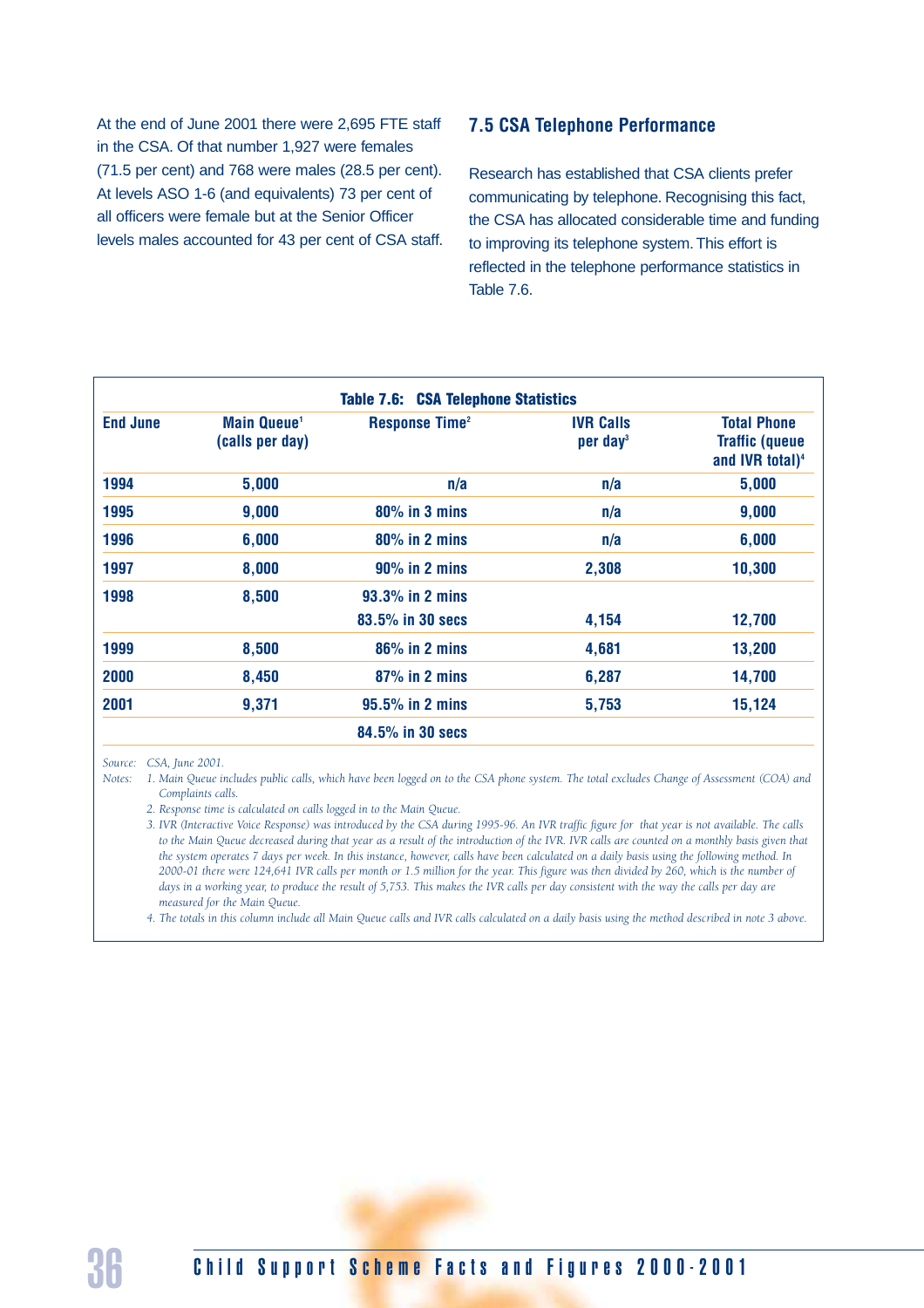At the end of June 2001 there were 2,695 FTE staff in the CSA. Of that number 1,927 were females (71.5 per cent) and 768 were males (28.5 per cent). At levels ASO 1-6 (and equivalents) 73 per cent of all officers were female but at the Senior Officer levels males accounted for 43 per cent of CSA staff.

## 7.5 CSA Telephone Performance

Research has established that CSA clients prefer communicating by telephone. Recognising this fact, the CSA has allocated considerable time and funding to improving its telephone system. This effort is reflected in the telephone performance statistics in Table 7.6.

**Table 7.6: CSA Telephone Statistics**

| End June | Main Queue[1] (calls per day) | Response Time[2] | IVR Calls per day[3] | Total Phone Traffic (queue and IVR total)[4] |
|---|---|---|---|---|
| 1994 | 5,000 | n/a | n/a | 5,000 |
| 1995 | 9,000 | 80% in 3 mins | n/a | 9,000 |
| 1996 | 6,000 | 80% in 2 mins | n/a | 6,000 |
| 1997 | 8,000 | 90% in 2 mins | 2,308 | 10,300 |
| 1998 | 8,500 | 93.3% in 2 mins<br>83.5% in 30 secs | 4,154 | 12,700 |
| 1999 | 8,500 | 86% in 2 mins | 4,681 | 13,200 |
| 2000 | 8,450 | 87% in 2 mins | 6,287 | 14,700 |
| 2001 | 9,371 | 95.5% in 2 mins<br>84.5% in 30 secs | 5,753 | 15,124 |

*Source: CSA, June 2001.*

*Notes:*

1. *Main Queue includes public calls, which have been logged on to the CSA phone system. The total excludes Change of Assessment (COA) and Complaints calls.*
2. *Response time is calculated on calls logged in to the Main Queue.*
3. *IVR (Interactive Voice Response) was introduced by the CSA during 1995-96. An IVR traffic figure for that year is not available. The calls to the Main Queue decreased during that year as a result of the introduction of the IVR. IVR calls are counted on a monthly basis given that the system operates 7 days per week. In this instance, however, calls have been calculated on a daily basis using the following method. In 2000-01 there were 124,641 IVR calls per month or 1.5 million for the year. This figure was then divided by 260, which is the number of days in a working year, to produce the result of 5,753. This makes the IVR calls per day consistent with the way the calls per day are measured for the Main Queue.*
4. *The totals in this column include all Main Queue calls and IVR calls calculated on a daily basis using the method described in note 3 above.*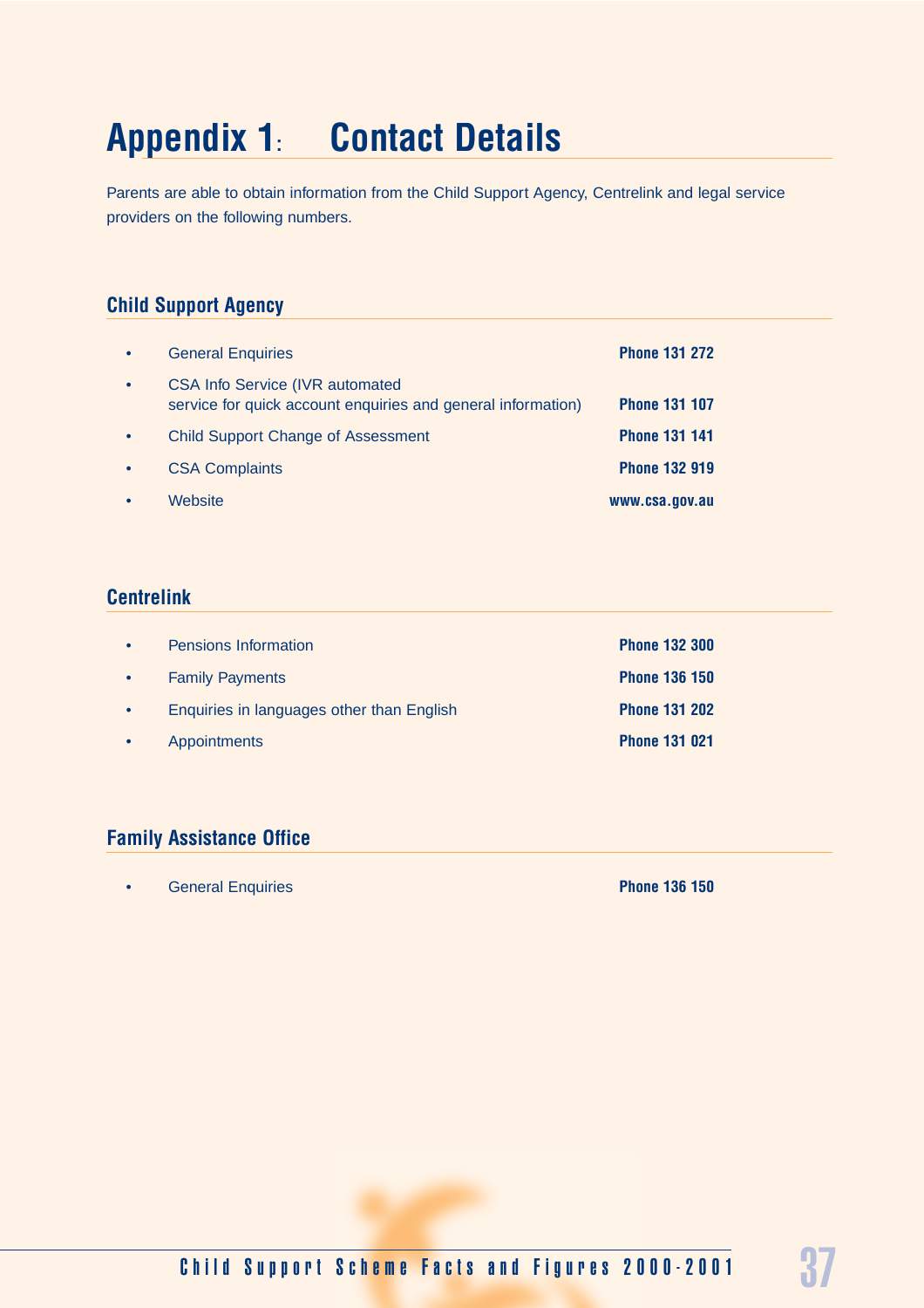# Appendix 1: Contact Details

Parents are able to obtain information from the Child Support Agency, Centrelink and legal service providers on the following numbers.

## Child Support Agency

- General Enquiries **Phone 131 272**
- CSA Info Service (IVR automated service for quick account enquiries and general information) **Phone 131 107**
- Child Support Change of Assessment **Phone 131 141**
- CSA Complaints **Phone 132 919**
- Website **www.csa.gov.au**

## Centrelink

- Pensions Information **Phone 132 300**
- Family Payments **Phone 136 150**
- Enquiries in languages other than English **Phone 131 202**
- Appointments **Phone 131 021**

## Family Assistance Office

- General Enquiries **Phone 136 150**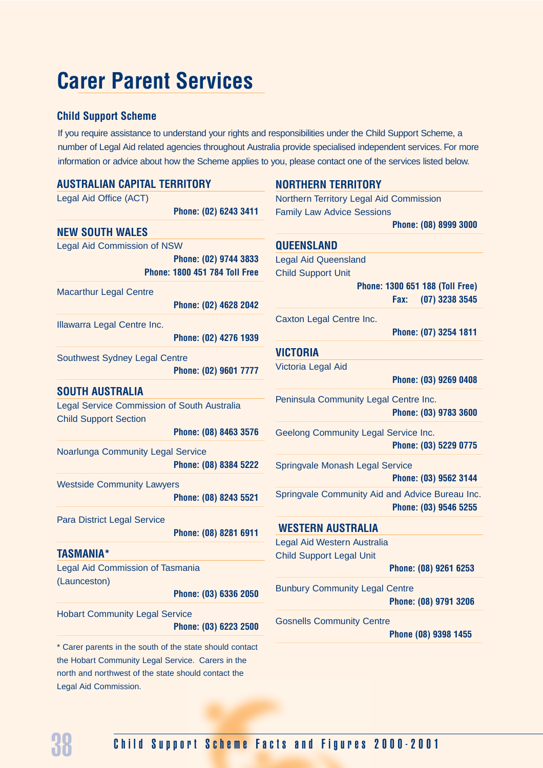# Carer Parent Services

### Child Support Scheme

If you require assistance to understand your rights and responsibilities under the Child Support Scheme, a number of Legal Aid related agencies throughout Australia provide specialised independent services. For more information or advice about how the Scheme applies to you, please contact one of the services listed below.

### AUSTRALIAN CAPITAL TERRITORY

Legal Aid Office (ACT)
**Phone: (02) 6243 3411**

### NEW SOUTH WALES

Legal Aid Commission of NSW
**Phone: (02) 9744 3833**
**Phone: 1800 451 784 Toll Free**

Macarthur Legal Centre
**Phone: (02) 4628 2042**

Illawarra Legal Centre Inc.
**Phone: (02) 4276 1939**

Southwest Sydney Legal Centre
**Phone: (02) 9601 7777**

### SOUTH AUSTRALIA

Legal Service Commission of South Australia
Child Support Section
**Phone: (08) 8463 3576**

Noarlunga Community Legal Service
**Phone: (08) 8384 5222**

Westside Community Lawyers
**Phone: (08) 8243 5521**

Para District Legal Service
**Phone: (08) 8281 6911**

### TASMANIA*

Legal Aid Commission of Tasmania
(Launceston)
**Phone: (03) 6336 2050**

Hobart Community Legal Service
**Phone: (03) 6223 2500**

* Carer parents in the south of the state should contact the Hobart Community Legal Service. Carers in the north and northwest of the state should contact the Legal Aid Commission.

### NORTHERN TERRITORY

Northern Territory Legal Aid Commission
Family Law Advice Sessions
**Phone: (08) 8999 3000**

### QUEENSLAND

Legal Aid Queensland
Child Support Unit
**Phone: 1300 651 188 (Toll Free)**
**Fax: (07) 3238 3545**

Caxton Legal Centre Inc.
**Phone: (07) 3254 1811**

### VICTORIA

Victoria Legal Aid
**Phone: (03) 9269 0408**

Peninsula Community Legal Centre Inc.
**Phone: (03) 9783 3600**

Geelong Community Legal Service Inc.
**Phone: (03) 5229 0775**

Springvale Monash Legal Service
**Phone: (03) 9562 3144**

Springvale Community Aid and Advice Bureau Inc.
**Phone: (03) 9546 5255**

### WESTERN AUSTRALIA

Legal Aid Western Australia
Child Support Legal Unit
**Phone: (08) 9261 6253**

Bunbury Community Legal Centre
**Phone: (08) 9791 3206**

Gosnells Community Centre
**Phone (08) 9398 1455**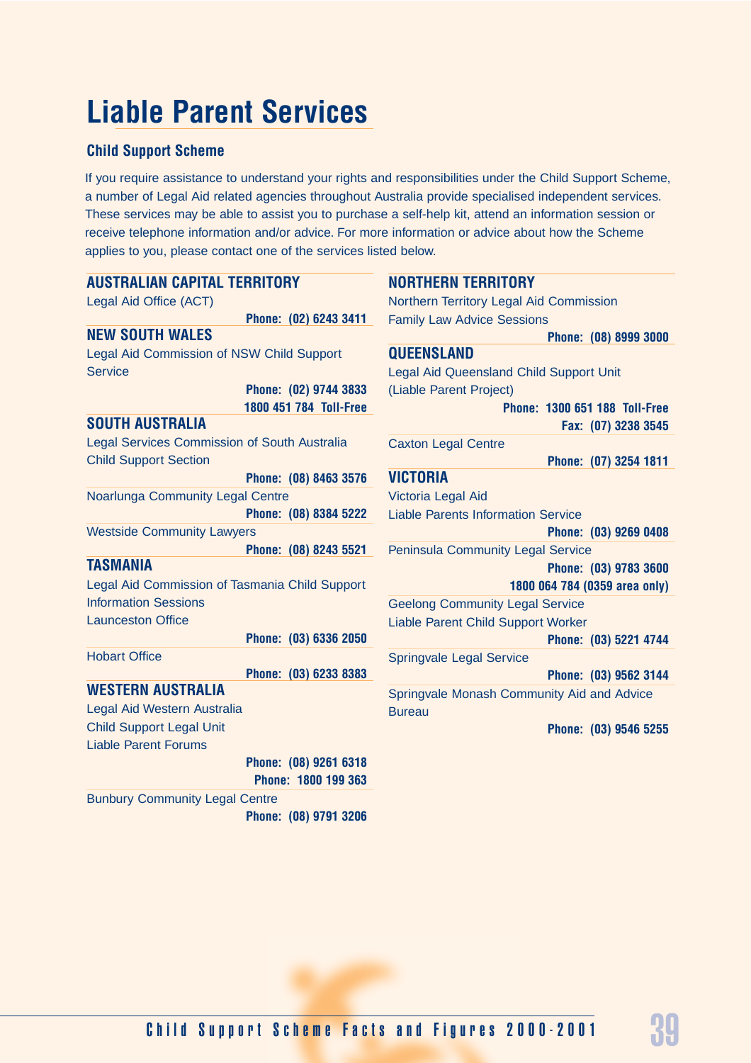# Liable Parent Services

## Child Support Scheme

If you require assistance to understand your rights and responsibilities under the Child Support Scheme, a number of Legal Aid related agencies throughout Australia provide specialised independent services. These services may be able to assist you to purchase a self-help kit, attend an information session or receive telephone information and/or advice. For more information or advice about how the Scheme applies to you, please contact one of the services listed below.

### AUSTRALIAN CAPITAL TERRITORY

Legal Aid Office (ACT)

**Phone: (02) 6243 3411**

### NEW SOUTH WALES

Legal Aid Commission of NSW Child Support Service

**Phone: (02) 9744 3833**
**1800 451 784 Toll-Free**

### SOUTH AUSTRALIA

Legal Services Commission of South Australia Child Support Section

**Phone: (08) 8463 3576**

Noarlunga Community Legal Centre

**Phone: (08) 8384 5222**

Westside Community Lawyers

**Phone: (08) 8243 5521**

### TASMANIA

Legal Aid Commission of Tasmania Child Support Information Sessions
Launceston Office

**Phone: (03) 6336 2050**

Hobart Office

**Phone: (03) 6233 8383**

### WESTERN AUSTRALIA

Legal Aid Western Australia
Child Support Legal Unit
Liable Parent Forums

**Phone: (08) 9261 6318**
**Phone: 1800 199 363**

Bunbury Community Legal Centre

**Phone: (08) 9791 3206**

### NORTHERN TERRITORY

Northern Territory Legal Aid Commission
Family Law Advice Sessions

**Phone: (08) 8999 3000**

### QUEENSLAND

Legal Aid Queensland Child Support Unit
(Liable Parent Project)

**Phone: 1300 651 188 Toll-Free**
**Fax: (07) 3238 3545**

Caxton Legal Centre

**Phone: (07) 3254 1811**

### VICTORIA

Victoria Legal Aid
Liable Parents Information Service

**Phone: (03) 9269 0408**

Peninsula Community Legal Service

**Phone: (03) 9783 3600**
**1800 064 784 (0359 area only)**

Geelong Community Legal Service
Liable Parent Child Support Worker

**Phone: (03) 5221 4744**

Springvale Legal Service

**Phone: (03) 9562 3144**

Springvale Monash Community Aid and Advice Bureau

**Phone: (03) 9546 5255**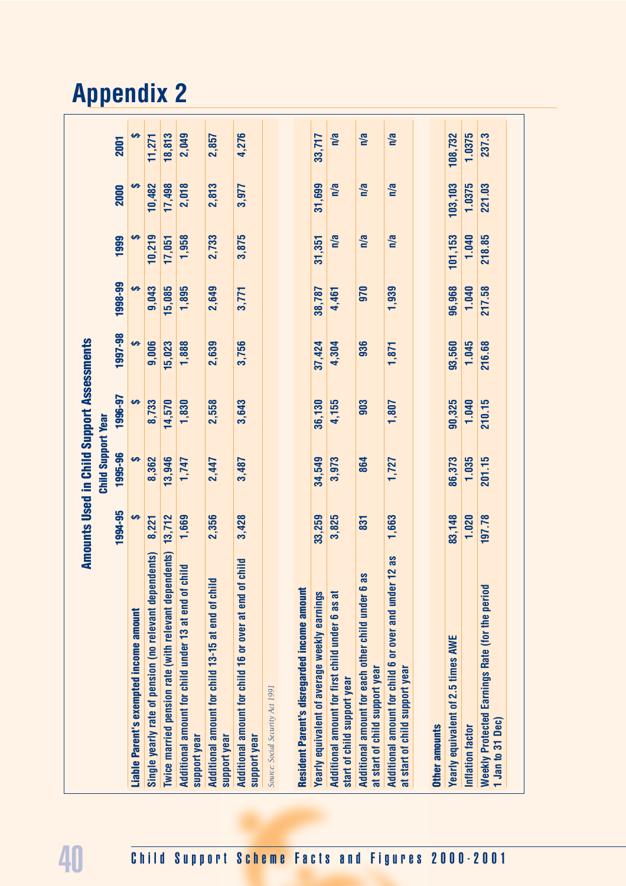# Appendix 2

**Amounts Used in Child Support Assessments**

| | Child Support Year | | | | | | | |
|---|---|---|---|---|---|---|---|---|
| | 1994-95 | 1995-96 | 1996-97 | 1997-98 | 1998-99 | 1999 | 2000 | 2001 |
| **Liable Parent's exempted income amount** | $ | $ | $ | $ | $ | $ | $ | $ |
| Single yearly rate of pension (no relevant dependents) | 8,221 | 8,362 | 8,733 | 9,006 | 9,043 | 10,219 | 10,482 | 11,271 |
| Twice married pension rate (with relevant dependents) | 13,712 | 13,946 | 14,570 | 15,023 | 15,085 | 17,051 | 17,498 | 18,813 |
| Additional amount for child under 13 at end of child support year | 1,669 | 1,747 | 1,830 | 1,888 | 1,895 | 1,958 | 2,018 | 2,049 |
| Additional amount for child 13-15 at end of child support year | 2,356 | 2,447 | 2,558 | 2,639 | 2,649 | 2,733 | 2,813 | 2,857 |
| Additional amount for child 16 or over at end of child support year | 3,428 | 3,487 | 3,643 | 3,756 | 3,771 | 3,875 | 3,977 | 4,276 |
| *Source: Social Security Act 1991* | | | | | | | | |
| **Resident Parent's disregarded income amount** | | | | | | | | |
| Yearly equivalent of average weekly earnings | 33,259 | 34,549 | 36,130 | 37,424 | 38,787 | 31,351 | 31,699 | 33,717 |
| Additional amount for first child under 6 as at start of child support year | 3,825 | 3,973 | 4,155 | 4,304 | 4,461 | n/a | n/a | n/a |
| Additional amount for each other child under 6 as at start of child support year | 831 | 864 | 903 | 936 | 970 | n/a | n/a | n/a |
| Additional amount for child 6 or over and under 12 as at start of child support year | 1,663 | 1,727 | 1,807 | 1,871 | 1,939 | n/a | n/a | n/a |
| **Other amounts** | | | | | | | | |
| Yearly equivalent of 2.5 times AWE | 83,148 | 86,373 | 90,325 | 93,560 | 96,968 | 101,153 | 103,103 | 108,732 |
| Inflation factor | 1.020 | 1.035 | 1.040 | 1.045 | 1.040 | 1.040 | 1.0375 | 1.0375 |
| Weekly Protected Earnings Rate (for the period 1 Jan to 31 Dec) | 197.78 | 201.15 | 210.15 | 216.68 | 217.58 | 218.85 | 221.03 | 237.3 |